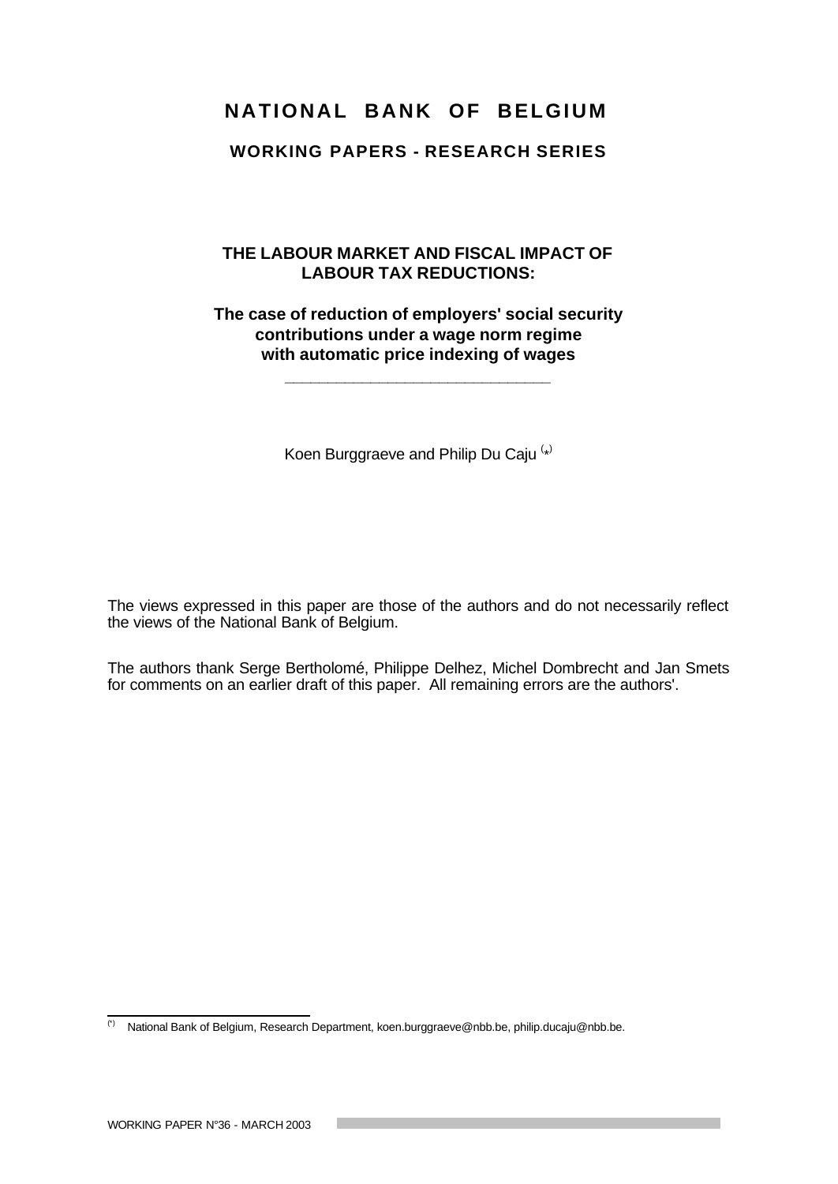# NATIONAL BANK OF BELGIUM

## WORKING PAPERS - RESEARCH SERIES

### THE LABOUR MARKET AND FISCAL IMPACT OF LABOUR TAX REDUCTIONS:

### The case of reduction of employers' social security contributions under a wage norm regime with automatic price indexing of wages

---

Koen Burggraeve and Philip Du Caju [*]

The views expressed in this paper are those of the authors and do not necessarily reflect the views of the National Bank of Belgium.

The authors thank Serge Bertholomé, Philippe Delhez, Michel Dombrecht and Jan Smets for comments on an earlier draft of this paper. All remaining errors are the authors'.

---

[*] National Bank of Belgium, Research Department, koen.burggraeve@nbb.be, philip.ducaju@nbb.be.

WORKING PAPER N°36 - MARCH 2003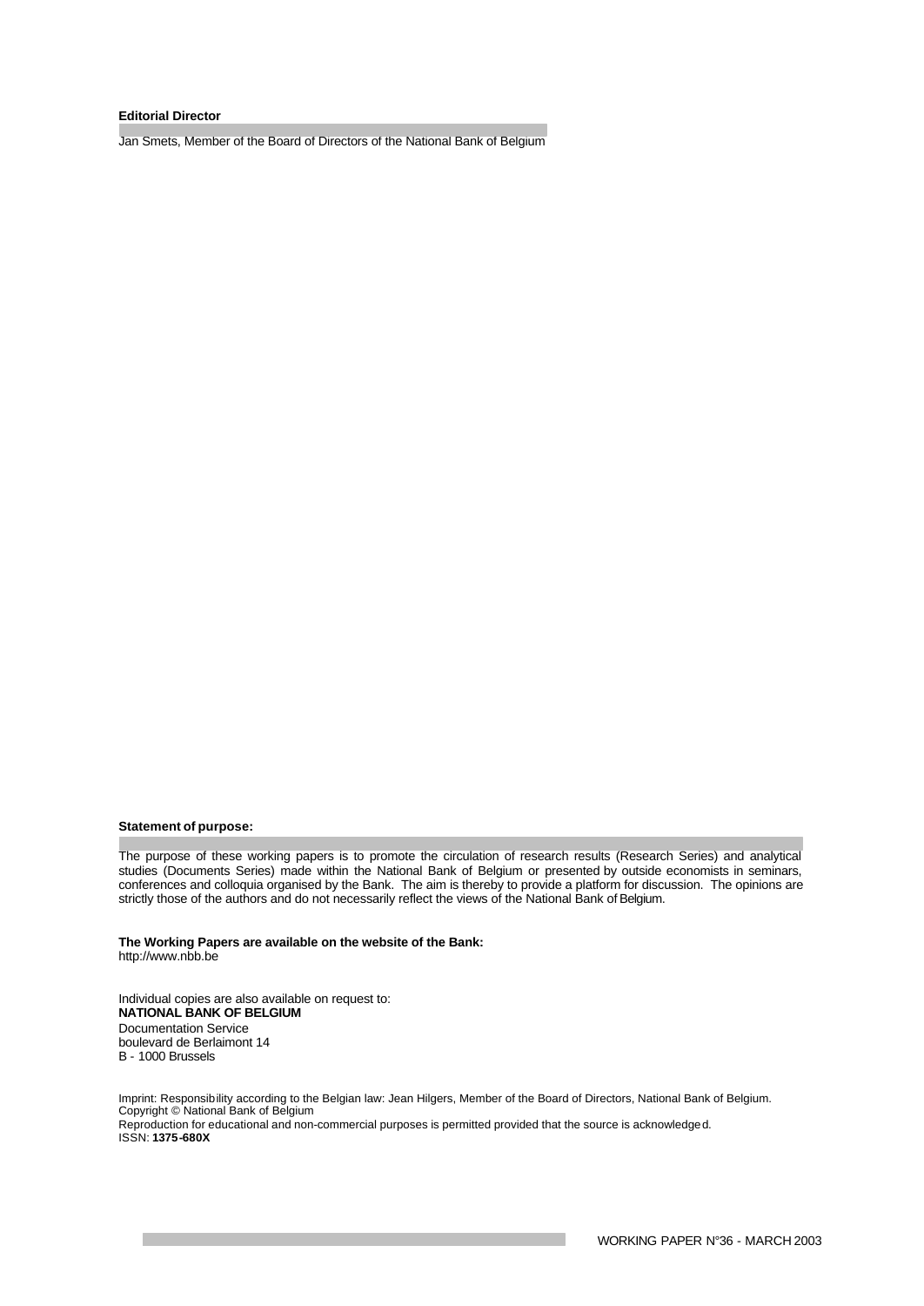**Editorial Director**

Jan Smets, Member of the Board of Directors of the National Bank of Belgium

**Statement of purpose:**

The purpose of these working papers is to promote the circulation of research results (Research Series) and analytical studies (Documents Series) made within the National Bank of Belgium or presented by outside economists in seminars, conferences and colloquia organised by the Bank. The aim is thereby to provide a platform for discussion. The opinions are strictly those of the authors and do not necessarily reflect the views of the National Bank of Belgium.

**The Working Papers are available on the website of the Bank:**
http://www.nbb.be

Individual copies are also available on request to:
**NATIONAL BANK OF BELGIUM**
Documentation Service
boulevard de Berlaimont 14
B - 1000 Brussels

Imprint: Responsibility according to the Belgian law: Jean Hilgers, Member of the Board of Directors, National Bank of Belgium.
Copyright © National Bank of Belgium
Reproduction for educational and non-commercial purposes is permitted provided that the source is acknowledged.
ISSN: **1375-680X**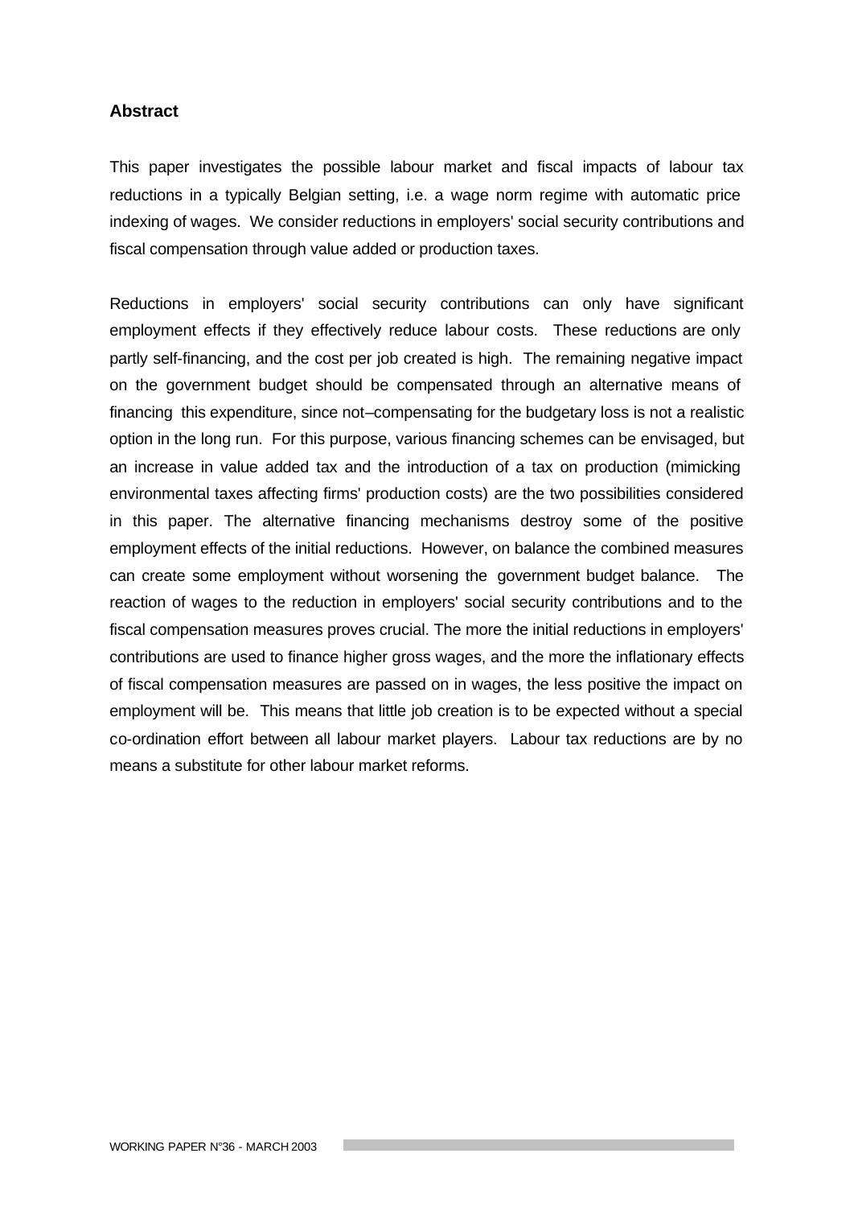## Abstract

This paper investigates the possible labour market and fiscal impacts of labour tax reductions in a typically Belgian setting, i.e. a wage norm regime with automatic price indexing of wages. We consider reductions in employers' social security contributions and fiscal compensation through value added or production taxes.

Reductions in employers' social security contributions can only have significant employment effects if they effectively reduce labour costs. These reductions are only partly self-financing, and the cost per job created is high. The remaining negative impact on the government budget should be compensated through an alternative means of financing this expenditure, since not–compensating for the budgetary loss is not a realistic option in the long run. For this purpose, various financing schemes can be envisaged, but an increase in value added tax and the introduction of a tax on production (mimicking environmental taxes affecting firms' production costs) are the two possibilities considered in this paper. The alternative financing mechanisms destroy some of the positive employment effects of the initial reductions. However, on balance the combined measures can create some employment without worsening the government budget balance. The reaction of wages to the reduction in employers' social security contributions and to the fiscal compensation measures proves crucial. The more the initial reductions in employers' contributions are used to finance higher gross wages, and the more the inflationary effects of fiscal compensation measures are passed on in wages, the less positive the impact on employment will be. This means that little job creation is to be expected without a special co-ordination effort between all labour market players. Labour tax reductions are by no means a substitute for other labour market reforms.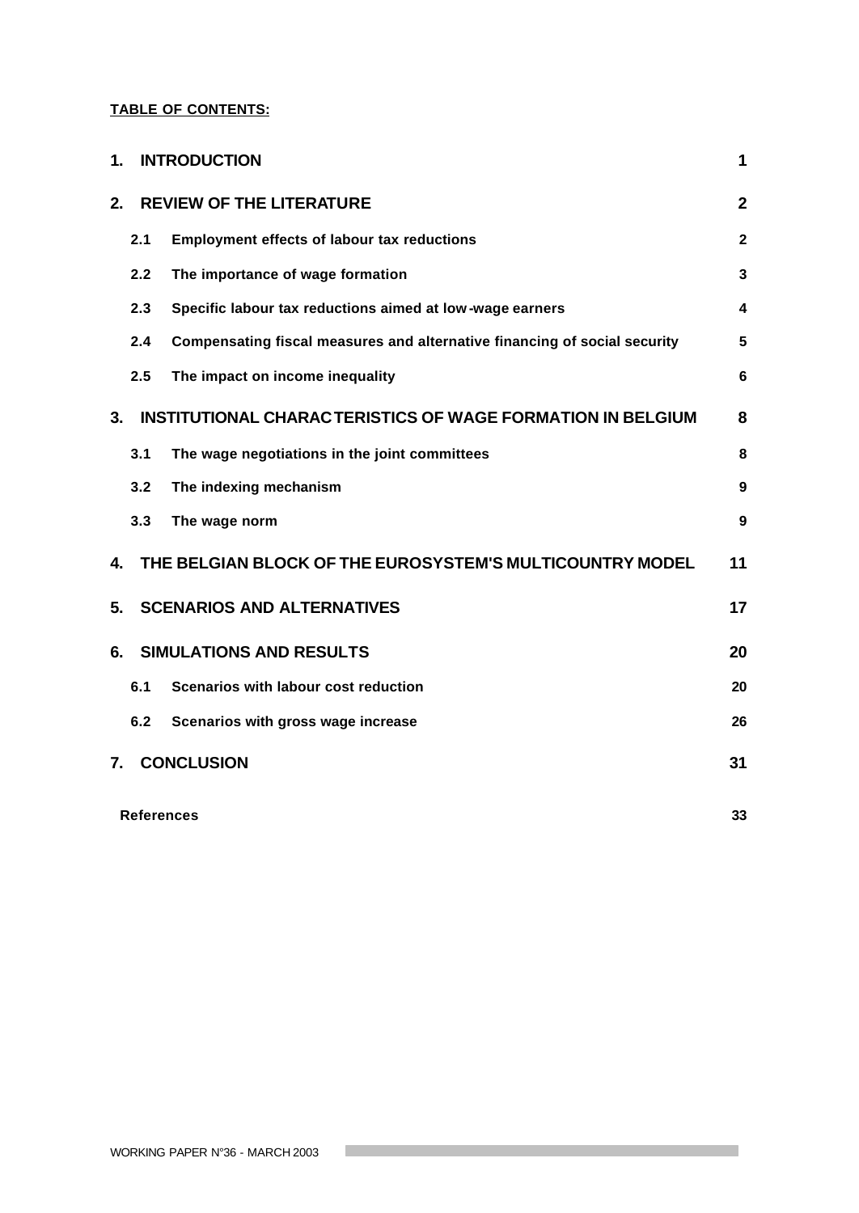**TABLE OF CONTENTS:**

| | | |
|---|---|---|
| **1.** | **INTRODUCTION** | **1** |
| **2.** | **REVIEW OF THE LITERATURE** | **2** |
| 2.1 | Employment effects of labour tax reductions | 2 |
| 2.2 | The importance of wage formation | 3 |
| 2.3 | Specific labour tax reductions aimed at low-wage earners | 4 |
| 2.4 | Compensating fiscal measures and alternative financing of social security | 5 |
| 2.5 | The impact on income inequality | 6 |
| **3.** | **INSTITUTIONAL CHARACTERISTICS OF WAGE FORMATION IN BELGIUM** | **8** |
| 3.1 | The wage negotiations in the joint committees | 8 |
| 3.2 | The indexing mechanism | 9 |
| 3.3 | The wage norm | 9 |
| **4.** | **THE BELGIAN BLOCK OF THE EUROSYSTEM'S MULTICOUNTRY MODEL** | **11** |
| **5.** | **SCENARIOS AND ALTERNATIVES** | **17** |
| **6.** | **SIMULATIONS AND RESULTS** | **20** |
| 6.1 | Scenarios with labour cost reduction | 20 |
| 6.2 | Scenarios with gross wage increase | 26 |
| **7.** | **CONCLUSION** | **31** |
| | **References** | **33** |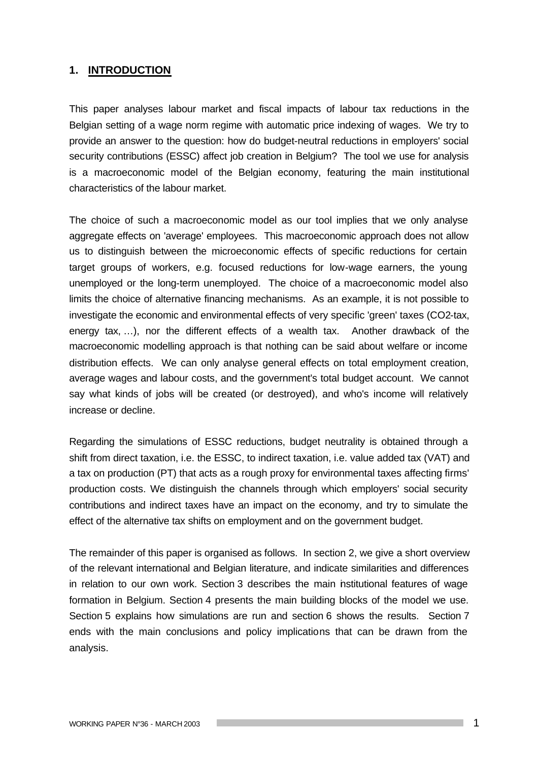## 1. INTRODUCTION

This paper analyses labour market and fiscal impacts of labour tax reductions in the Belgian setting of a wage norm regime with automatic price indexing of wages. We try to provide an answer to the question: how do budget-neutral reductions in employers' social security contributions (ESSC) affect job creation in Belgium? The tool we use for analysis is a macroeconomic model of the Belgian economy, featuring the main institutional characteristics of the labour market.

The choice of such a macroeconomic model as our tool implies that we only analyse aggregate effects on 'average' employees. This macroeconomic approach does not allow us to distinguish between the microeconomic effects of specific reductions for certain target groups of workers, e.g. focused reductions for low-wage earners, the young unemployed or the long-term unemployed. The choice of a macroeconomic model also limits the choice of alternative financing mechanisms. As an example, it is not possible to investigate the economic and environmental effects of very specific 'green' taxes (CO2-tax, energy tax, …), nor the different effects of a wealth tax. Another drawback of the macroeconomic modelling approach is that nothing can be said about welfare or income distribution effects. We can only analyse general effects on total employment creation, average wages and labour costs, and the government's total budget account. We cannot say what kinds of jobs will be created (or destroyed), and who's income will relatively increase or decline.

Regarding the simulations of ESSC reductions, budget neutrality is obtained through a shift from direct taxation, i.e. the ESSC, to indirect taxation, i.e. value added tax (VAT) and a tax on production (PT) that acts as a rough proxy for environmental taxes affecting firms' production costs. We distinguish the channels through which employers' social security contributions and indirect taxes have an impact on the economy, and try to simulate the effect of the alternative tax shifts on employment and on the government budget.

The remainder of this paper is organised as follows. In section 2, we give a short overview of the relevant international and Belgian literature, and indicate similarities and differences in relation to our own work. Section 3 describes the main institutional features of wage formation in Belgium. Section 4 presents the main building blocks of the model we use. Section 5 explains how simulations are run and section 6 shows the results. Section 7 ends with the main conclusions and policy implications that can be drawn from the analysis.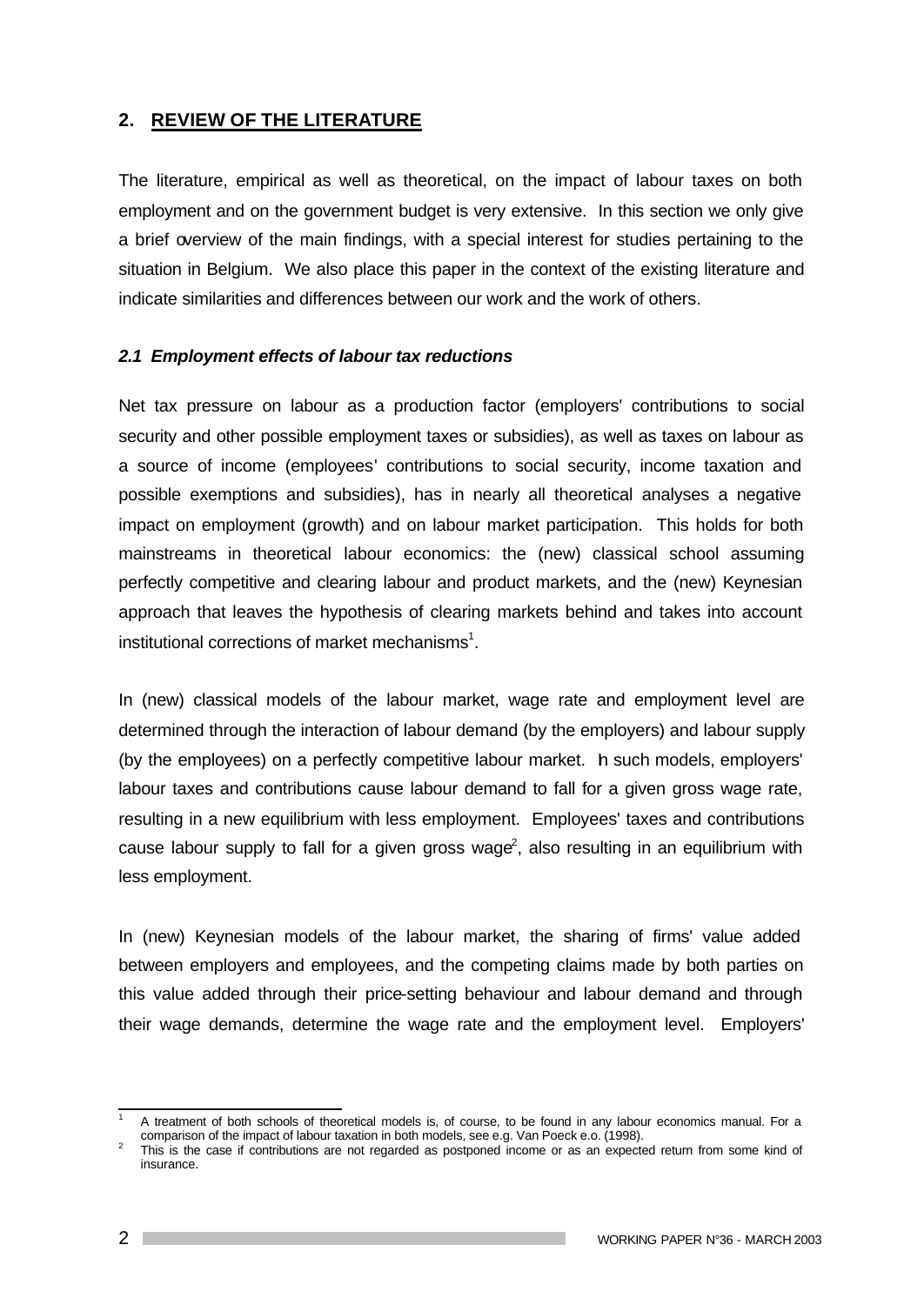## 2. REVIEW OF THE LITERATURE

The literature, empirical as well as theoretical, on the impact of labour taxes on both employment and on the government budget is very extensive. In this section we only give a brief overview of the main findings, with a special interest for studies pertaining to the situation in Belgium. We also place this paper in the context of the existing literature and indicate similarities and differences between our work and the work of others.

### *2.1 Employment effects of labour tax reductions*

Net tax pressure on labour as a production factor (employers' contributions to social security and other possible employment taxes or subsidies), as well as taxes on labour as a source of income (employees' contributions to social security, income taxation and possible exemptions and subsidies), has in nearly all theoretical analyses a negative impact on employment (growth) and on labour market participation. This holds for both mainstreams in theoretical labour economics: the (new) classical school assuming perfectly competitive and clearing labour and product markets, and the (new) Keynesian approach that leaves the hypothesis of clearing markets behind and takes into account institutional corrections of market mechanisms[1].

In (new) classical models of the labour market, wage rate and employment level are determined through the interaction of labour demand (by the employers) and labour supply (by the employees) on a perfectly competitive labour market. In such models, employers' labour taxes and contributions cause labour demand to fall for a given gross wage rate, resulting in a new equilibrium with less employment. Employees' taxes and contributions cause labour supply to fall for a given gross wage[2], also resulting in an equilibrium with less employment.

In (new) Keynesian models of the labour market, the sharing of firms' value added between employers and employees, and the competing claims made by both parties on this value added through their price-setting behaviour and labour demand and through their wage demands, determine the wage rate and the employment level. Employers'

---

[1] A treatment of both schools of theoretical models is, of course, to be found in any labour economics manual. For a comparison of the impact of labour taxation in both models, see e.g. Van Poeck e.o. (1998).

[2] This is the case if contributions are not regarded as postponed income or as an expected return from some kind of insurance.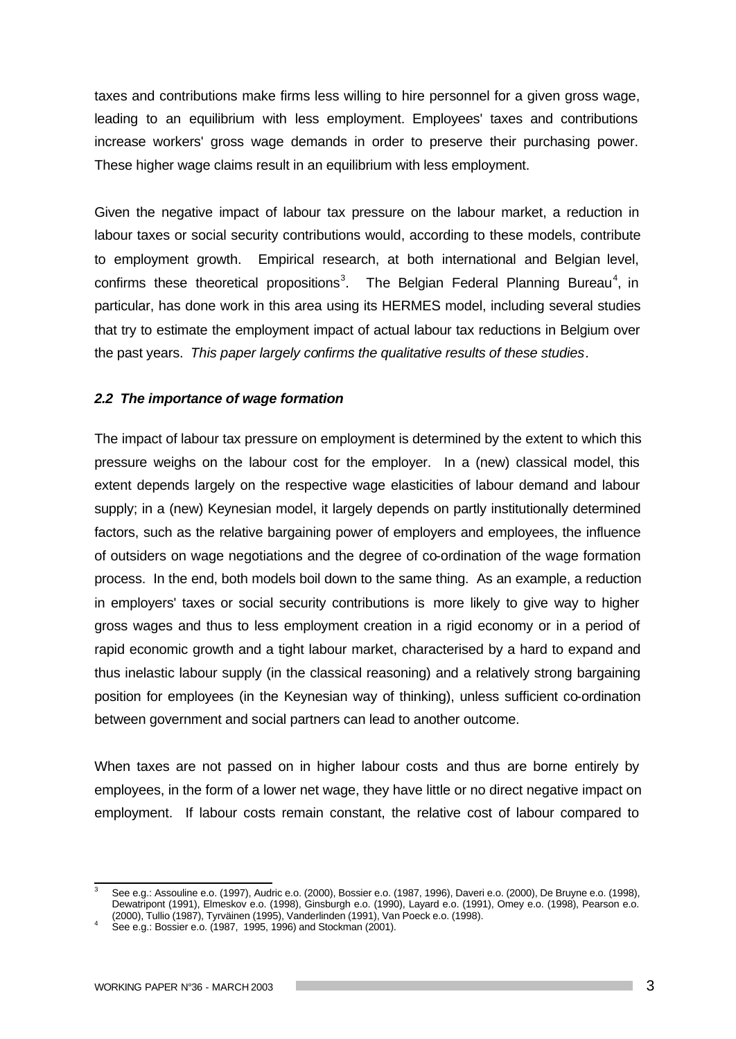taxes and contributions make firms less willing to hire personnel for a given gross wage, leading to an equilibrium with less employment. Employees' taxes and contributions increase workers' gross wage demands in order to preserve their purchasing power. These higher wage claims result in an equilibrium with less employment.

Given the negative impact of labour tax pressure on the labour market, a reduction in labour taxes or social security contributions would, according to these models, contribute to employment growth. Empirical research, at both international and Belgian level, confirms these theoretical propositions[3]. The Belgian Federal Planning Bureau[4], in particular, has done work in this area using its HERMES model, including several studies that try to estimate the employment impact of actual labour tax reductions in Belgium over the past years. *This paper largely confirms the qualitative results of these studies*.

### *2.2 The importance of wage formation*

The impact of labour tax pressure on employment is determined by the extent to which this pressure weighs on the labour cost for the employer. In a (new) classical model, this extent depends largely on the respective wage elasticities of labour demand and labour supply; in a (new) Keynesian model, it largely depends on partly institutionally determined factors, such as the relative bargaining power of employers and employees, the influence of outsiders on wage negotiations and the degree of co-ordination of the wage formation process. In the end, both models boil down to the same thing. As an example, a reduction in employers' taxes or social security contributions is more likely to give way to higher gross wages and thus to less employment creation in a rigid economy or in a period of rapid economic growth and a tight labour market, characterised by a hard to expand and thus inelastic labour supply (in the classical reasoning) and a relatively strong bargaining position for employees (in the Keynesian way of thinking), unless sufficient co-ordination between government and social partners can lead to another outcome.

When taxes are not passed on in higher labour costs and thus are borne entirely by employees, in the form of a lower net wage, they have little or no direct negative impact on employment. If labour costs remain constant, the relative cost of labour compared to

---

[3] See e.g.: Assouline e.o. (1997), Audric e.o. (2000), Bossier e.o. (1987, 1996), Daveri e.o. (2000), De Bruyne e.o. (1998), Dewatripont (1991), Elmeskov e.o. (1998), Ginsburgh e.o. (1990), Layard e.o. (1991), Omey e.o. (1998), Pearson e.o. (2000), Tullio (1987), Tyrväinen (1995), Vanderlinden (1991), Van Poeck e.o. (1998).

[4] See e.g.: Bossier e.o. (1987, 1995, 1996) and Stockman (2001).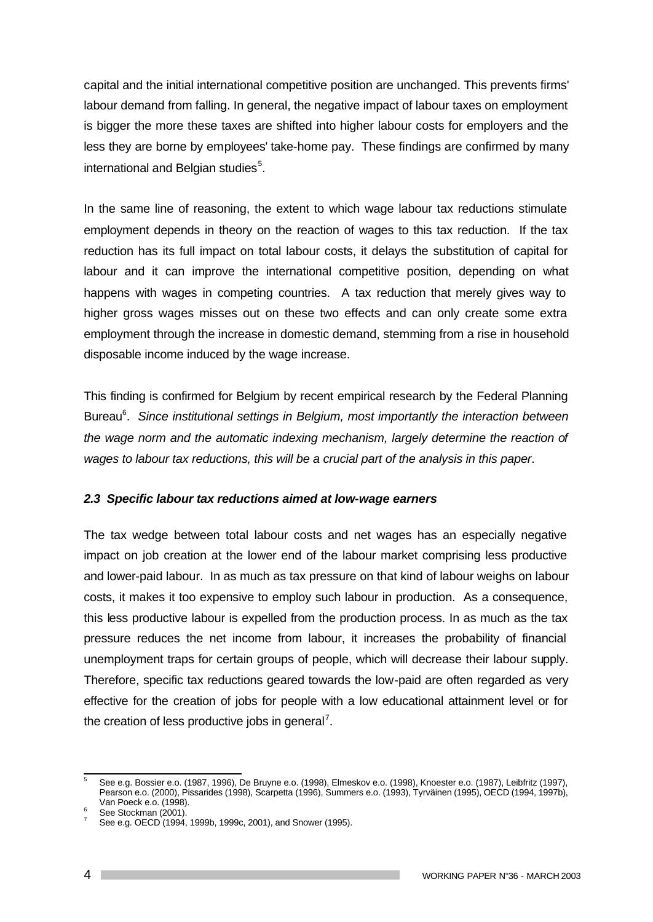capital and the initial international competitive position are unchanged. This prevents firms' labour demand from falling. In general, the negative impact of labour taxes on employment is bigger the more these taxes are shifted into higher labour costs for employers and the less they are borne by employees' take-home pay. These findings are confirmed by many international and Belgian studies[5].

In the same line of reasoning, the extent to which wage labour tax reductions stimulate employment depends in theory on the reaction of wages to this tax reduction. If the tax reduction has its full impact on total labour costs, it delays the substitution of capital for labour and it can improve the international competitive position, depending on what happens with wages in competing countries. A tax reduction that merely gives way to higher gross wages misses out on these two effects and can only create some extra employment through the increase in domestic demand, stemming from a rise in household disposable income induced by the wage increase.

This finding is confirmed for Belgium by recent empirical research by the Federal Planning Bureau[6]. *Since institutional settings in Belgium, most importantly the interaction between the wage norm and the automatic indexing mechanism, largely determine the reaction of wages to labour tax reductions, this will be a crucial part of the analysis in this paper*.

### *2.3 Specific labour tax reductions aimed at low-wage earners*

The tax wedge between total labour costs and net wages has an especially negative impact on job creation at the lower end of the labour market comprising less productive and lower-paid labour. In as much as tax pressure on that kind of labour weighs on labour costs, it makes it too expensive to employ such labour in production. As a consequence, this less productive labour is expelled from the production process. In as much as the tax pressure reduces the net income from labour, it increases the probability of financial unemployment traps for certain groups of people, which will decrease their labour supply. Therefore, specific tax reductions geared towards the low-paid are often regarded as very effective for the creation of jobs for people with a low educational attainment level or for the creation of less productive jobs in general[7].

---

[5] See e.g. Bossier e.o. (1987, 1996), De Bruyne e.o. (1998), Elmeskov e.o. (1998), Knoester e.o. (1987), Leibfritz (1997), Pearson e.o. (2000), Pissarides (1998), Scarpetta (1996), Summers e.o. (1993), Tyrväinen (1995), OECD (1994, 1997b), Van Poeck e.o. (1998).

[6] See Stockman (2001).

[7] See e.g. OECD (1994, 1999b, 1999c, 2001), and Snower (1995).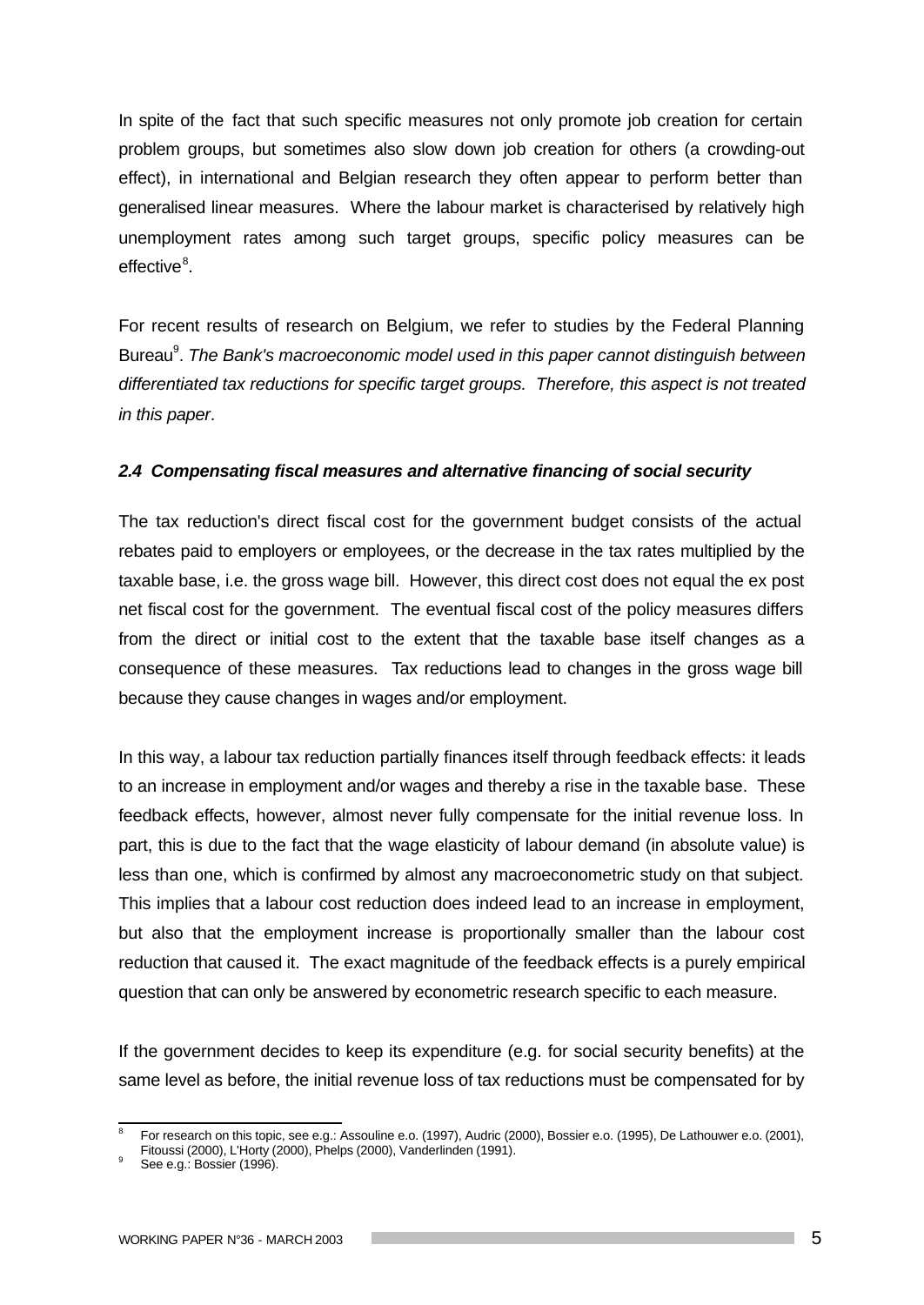In spite of the fact that such specific measures not only promote job creation for certain problem groups, but sometimes also slow down job creation for others (a crowding-out effect), in international and Belgian research they often appear to perform better than generalised linear measures. Where the labour market is characterised by relatively high unemployment rates among such target groups, specific policy measures can be effective[8].

For recent results of research on Belgium, we refer to studies by the Federal Planning Bureau[9]. *The Bank's macroeconomic model used in this paper cannot distinguish between differentiated tax reductions for specific target groups. Therefore, this aspect is not treated in this paper*.

### *2.4 Compensating fiscal measures and alternative financing of social security*

The tax reduction's direct fiscal cost for the government budget consists of the actual rebates paid to employers or employees, or the decrease in the tax rates multiplied by the taxable base, i.e. the gross wage bill. However, this direct cost does not equal the ex post net fiscal cost for the government. The eventual fiscal cost of the policy measures differs from the direct or initial cost to the extent that the taxable base itself changes as a consequence of these measures. Tax reductions lead to changes in the gross wage bill because they cause changes in wages and/or employment.

In this way, a labour tax reduction partially finances itself through feedback effects: it leads to an increase in employment and/or wages and thereby a rise in the taxable base. These feedback effects, however, almost never fully compensate for the initial revenue loss. In part, this is due to the fact that the wage elasticity of labour demand (in absolute value) is less than one, which is confirmed by almost any macroeconometric study on that subject. This implies that a labour cost reduction does indeed lead to an increase in employment, but also that the employment increase is proportionally smaller than the labour cost reduction that caused it. The exact magnitude of the feedback effects is a purely empirical question that can only be answered by econometric research specific to each measure.

If the government decides to keep its expenditure (e.g. for social security benefits) at the same level as before, the initial revenue loss of tax reductions must be compensated for by

---

[8] For research on this topic, see e.g.: Assouline e.o. (1997), Audric (2000), Bossier e.o. (1995), De Lathouwer e.o. (2001), Fitoussi (2000), L'Horty (2000), Phelps (2000), Vanderlinden (1991).

[9] See e.g.: Bossier (1996).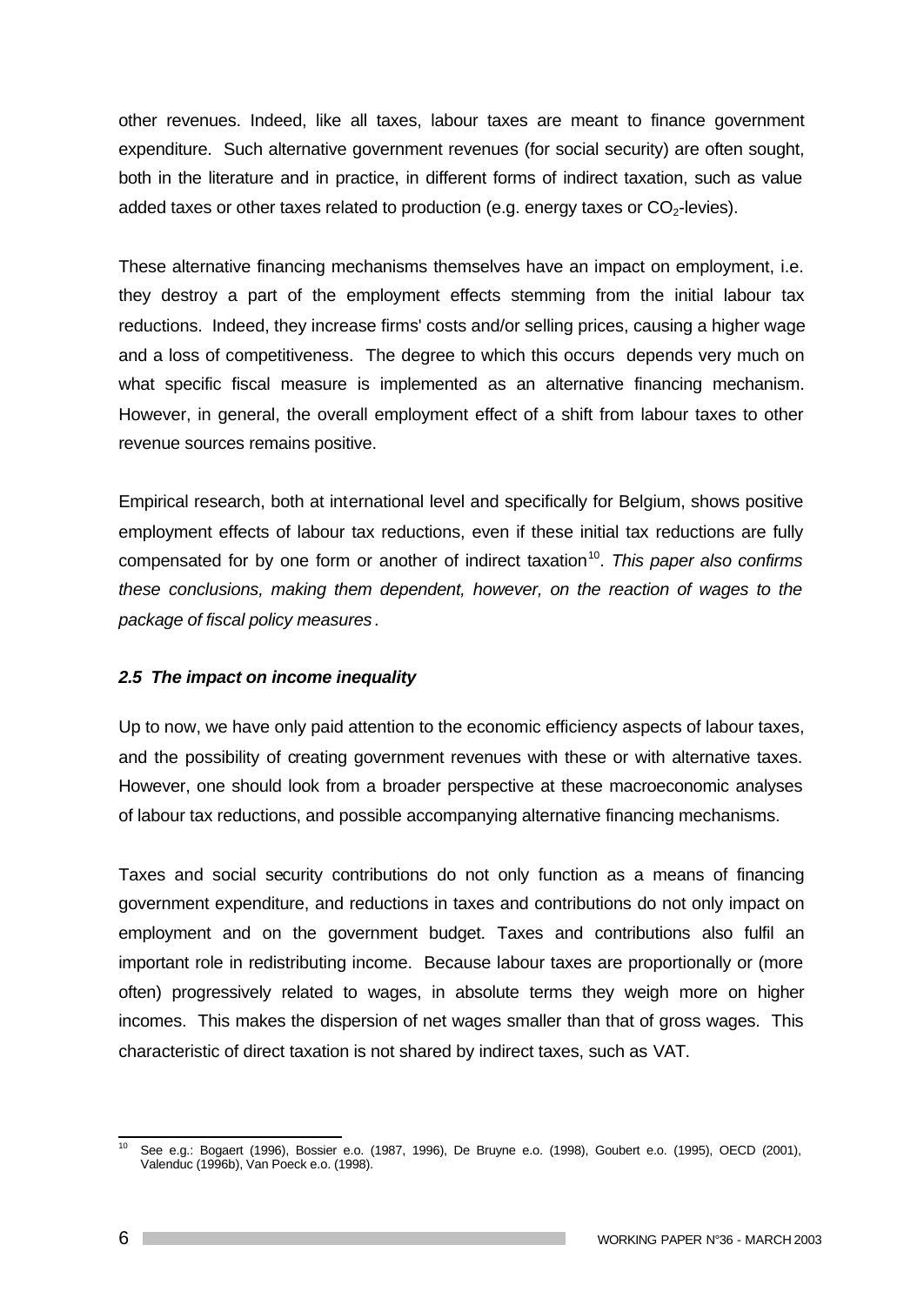other revenues. Indeed, like all taxes, labour taxes are meant to finance government expenditure. Such alternative government revenues (for social security) are often sought, both in the literature and in practice, in different forms of indirect taxation, such as value added taxes or other taxes related to production (e.g. energy taxes or $CO_2$-levies).

These alternative financing mechanisms themselves have an impact on employment, i.e. they destroy a part of the employment effects stemming from the initial labour tax reductions. Indeed, they increase firms' costs and/or selling prices, causing a higher wage and a loss of competitiveness. The degree to which this occurs depends very much on what specific fiscal measure is implemented as an alternative financing mechanism. However, in general, the overall employment effect of a shift from labour taxes to other revenue sources remains positive.

Empirical research, both at international level and specifically for Belgium, shows positive employment effects of labour tax reductions, even if these initial tax reductions are fully compensated for by one form or another of indirect taxation[10]. *This paper also confirms these conclusions, making them dependent, however, on the reaction of wages to the package of fiscal policy measures*.

### *2.5 The impact on income inequality*

Up to now, we have only paid attention to the economic efficiency aspects of labour taxes, and the possibility of creating government revenues with these or with alternative taxes. However, one should look from a broader perspective at these macroeconomic analyses of labour tax reductions, and possible accompanying alternative financing mechanisms.

Taxes and social security contributions do not only function as a means of financing government expenditure, and reductions in taxes and contributions do not only impact on employment and on the government budget. Taxes and contributions also fulfil an important role in redistributing income. Because labour taxes are proportionally or (more often) progressively related to wages, in absolute terms they weigh more on higher incomes. This makes the dispersion of net wages smaller than that of gross wages. This characteristic of direct taxation is not shared by indirect taxes, such as VAT.

---

[10] See e.g.: Bogaert (1996), Bossier e.o. (1987, 1996), De Bruyne e.o. (1998), Goubert e.o. (1995), OECD (2001), Valenduc (1996b), Van Poeck e.o. (1998).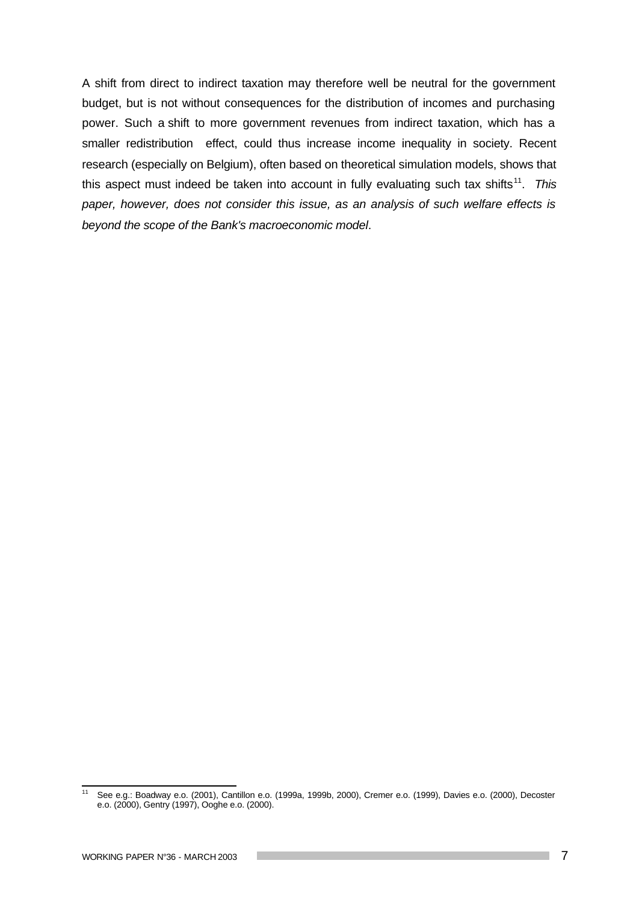A shift from direct to indirect taxation may therefore well be neutral for the government budget, but is not without consequences for the distribution of incomes and purchasing power. Such a shift to more government revenues from indirect taxation, which has a smaller redistribution effect, could thus increase income inequality in society. Recent research (especially on Belgium), often based on theoretical simulation models, shows that this aspect must indeed be taken into account in fully evaluating such tax shifts[11]. *This paper, however, does not consider this issue, as an analysis of such welfare effects is beyond the scope of the Bank's macroeconomic model*.

---

[11] See e.g.: Boadway e.o. (2001), Cantillon e.o. (1999a, 1999b, 2000), Cremer e.o. (1999), Davies e.o. (2000), Decoster e.o. (2000), Gentry (1997), Ooghe e.o. (2000).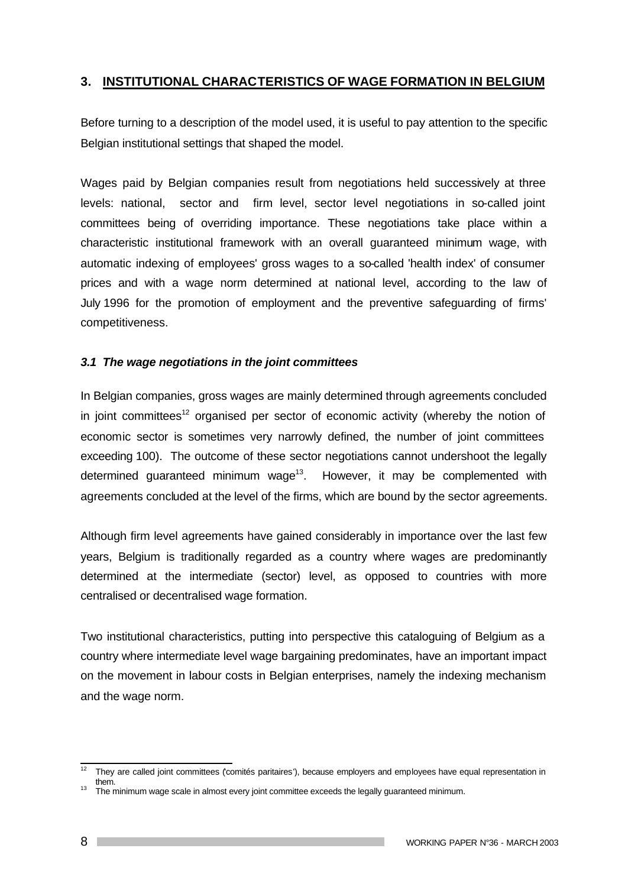## 3. INSTITUTIONAL CHARACTERISTICS OF WAGE FORMATION IN BELGIUM

Before turning to a description of the model used, it is useful to pay attention to the specific Belgian institutional settings that shaped the model.

Wages paid by Belgian companies result from negotiations held successively at three levels: national, sector and firm level, sector level negotiations in so-called joint committees being of overriding importance. These negotiations take place within a characteristic institutional framework with an overall guaranteed minimum wage, with automatic indexing of employees' gross wages to a so-called 'health index' of consumer prices and with a wage norm determined at national level, according to the law of July 1996 for the promotion of employment and the preventive safeguarding of firms' competitiveness.

### *3.1 The wage negotiations in the joint committees*

In Belgian companies, gross wages are mainly determined through agreements concluded in joint committees[12] organised per sector of economic activity (whereby the notion of economic sector is sometimes very narrowly defined, the number of joint committees exceeding 100). The outcome of these sector negotiations cannot undershoot the legally determined guaranteed minimum wage[13]. However, it may be complemented with agreements concluded at the level of the firms, which are bound by the sector agreements.

Although firm level agreements have gained considerably in importance over the last few years, Belgium is traditionally regarded as a country where wages are predominantly determined at the intermediate (sector) level, as opposed to countries with more centralised or decentralised wage formation.

Two institutional characteristics, putting into perspective this cataloguing of Belgium as a country where intermediate level wage bargaining predominates, have an important impact on the movement in labour costs in Belgian enterprises, namely the indexing mechanism and the wage norm.

---

[12] They are called joint committees ('comités paritaires'), because employers and employees have equal representation in them.

[13] The minimum wage scale in almost every joint committee exceeds the legally guaranteed minimum.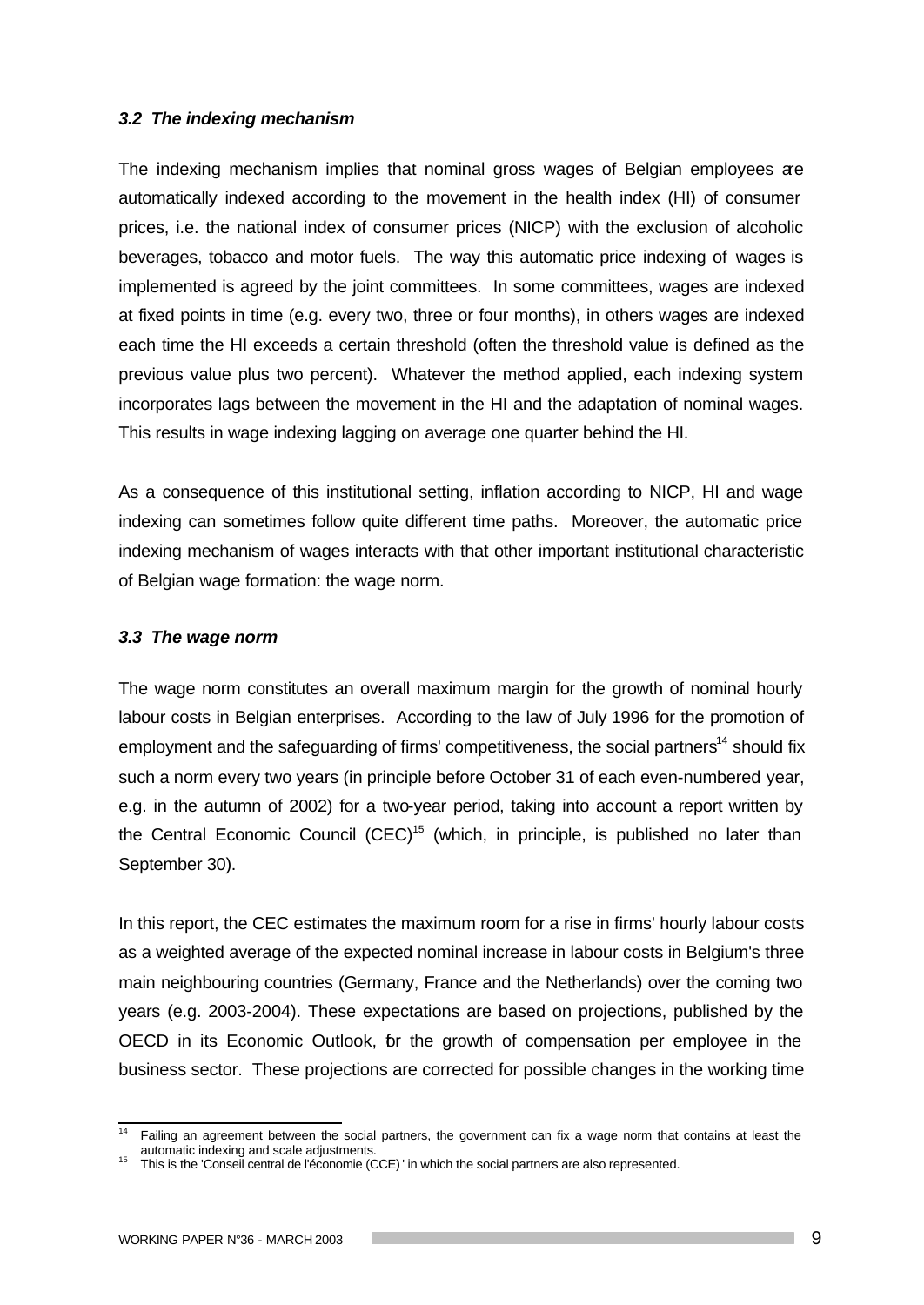### *3.2 The indexing mechanism*

The indexing mechanism implies that nominal gross wages of Belgian employees are automatically indexed according to the movement in the health index (HI) of consumer prices, i.e. the national index of consumer prices (NICP) with the exclusion of alcoholic beverages, tobacco and motor fuels. The way this automatic price indexing of wages is implemented is agreed by the joint committees. In some committees, wages are indexed at fixed points in time (e.g. every two, three or four months), in others wages are indexed each time the HI exceeds a certain threshold (often the threshold value is defined as the previous value plus two percent). Whatever the method applied, each indexing system incorporates lags between the movement in the HI and the adaptation of nominal wages. This results in wage indexing lagging on average one quarter behind the HI.

As a consequence of this institutional setting, inflation according to NICP, HI and wage indexing can sometimes follow quite different time paths. Moreover, the automatic price indexing mechanism of wages interacts with that other important institutional characteristic of Belgian wage formation: the wage norm.

### *3.3 The wage norm*

The wage norm constitutes an overall maximum margin for the growth of nominal hourly labour costs in Belgian enterprises. According to the law of July 1996 for the promotion of employment and the safeguarding of firms' competitiveness, the social partners[14] should fix such a norm every two years (in principle before October 31 of each even-numbered year, e.g. in the autumn of 2002) for a two-year period, taking into account a report written by the Central Economic Council (CEC)[15] (which, in principle, is published no later than September 30).

In this report, the CEC estimates the maximum room for a rise in firms' hourly labour costs as a weighted average of the expected nominal increase in labour costs in Belgium's three main neighbouring countries (Germany, France and the Netherlands) over the coming two years (e.g. 2003-2004). These expectations are based on projections, published by the OECD in its Economic Outlook, for the growth of compensation per employee in the business sector. These projections are corrected for possible changes in the working time

---

[14] Failing an agreement between the social partners, the government can fix a wage norm that contains at least the automatic indexing and scale adjustments.

[15] This is the 'Conseil central de l'économie (CCE)' in which the social partners are also represented.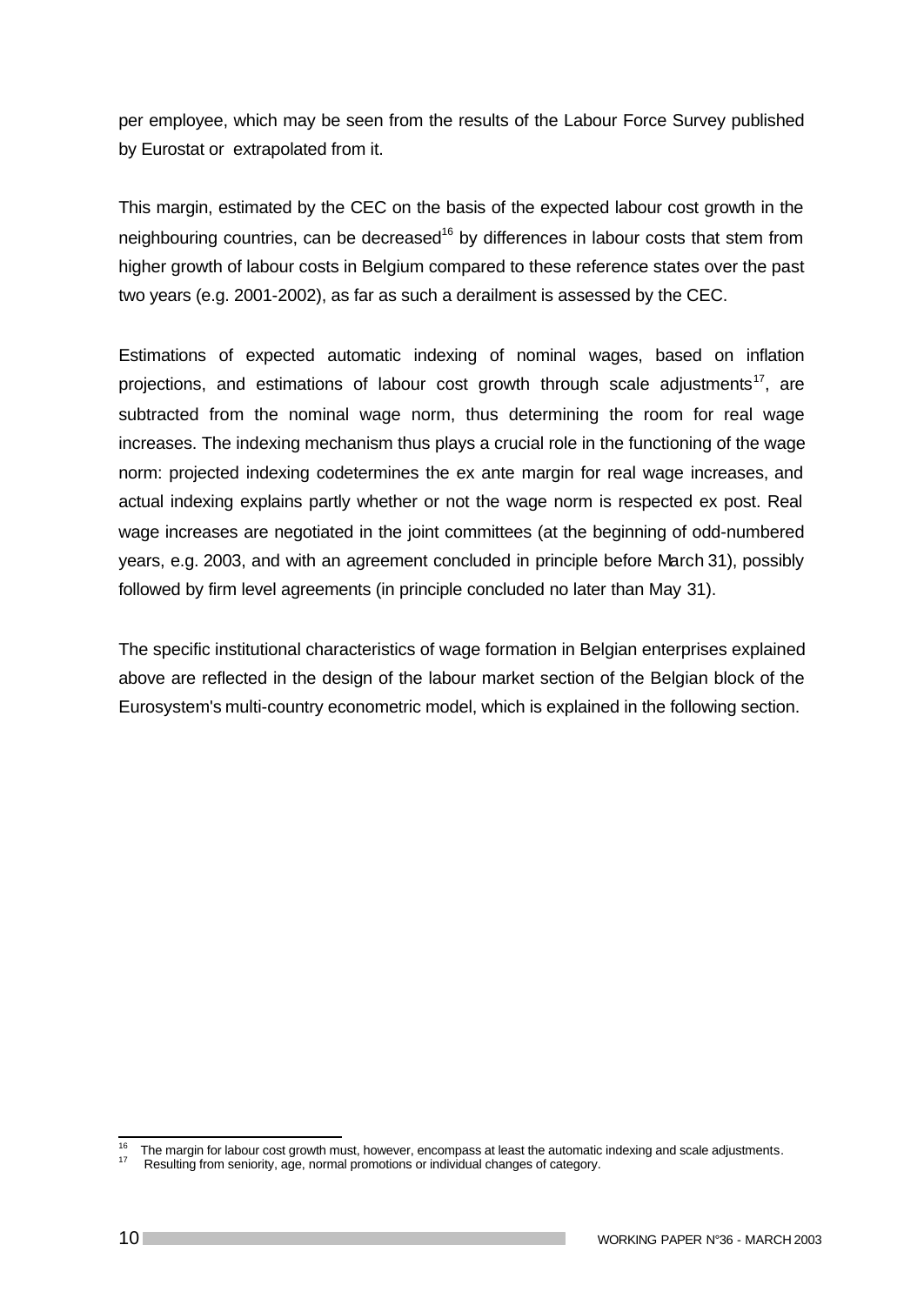per employee, which may be seen from the results of the Labour Force Survey published by Eurostat or extrapolated from it.

This margin, estimated by the CEC on the basis of the expected labour cost growth in the neighbouring countries, can be decreased[16] by differences in labour costs that stem from higher growth of labour costs in Belgium compared to these reference states over the past two years (e.g. 2001-2002), as far as such a derailment is assessed by the CEC.

Estimations of expected automatic indexing of nominal wages, based on inflation projections, and estimations of labour cost growth through scale adjustments[17], are subtracted from the nominal wage norm, thus determining the room for real wage increases. The indexing mechanism thus plays a crucial role in the functioning of the wage norm: projected indexing codetermines the ex ante margin for real wage increases, and actual indexing explains partly whether or not the wage norm is respected ex post. Real wage increases are negotiated in the joint committees (at the beginning of odd-numbered years, e.g. 2003, and with an agreement concluded in principle before March 31), possibly followed by firm level agreements (in principle concluded no later than May 31).

The specific institutional characteristics of wage formation in Belgian enterprises explained above are reflected in the design of the labour market section of the Belgian block of the Eurosystem's multi-country econometric model, which is explained in the following section.

[16] The margin for labour cost growth must, however, encompass at least the automatic indexing and scale adjustments.

[17] Resulting from seniority, age, normal promotions or individual changes of category.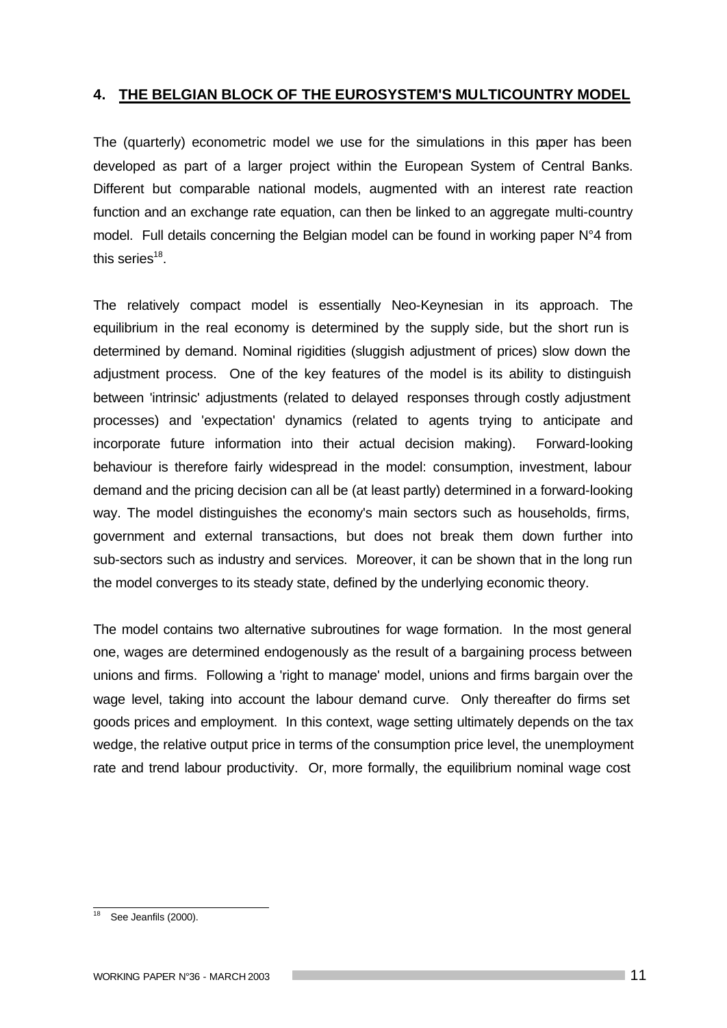## 4. THE BELGIAN BLOCK OF THE EUROSYSTEM'S MULTICOUNTRY MODEL

The (quarterly) econometric model we use for the simulations in this paper has been developed as part of a larger project within the European System of Central Banks. Different but comparable national models, augmented with an interest rate reaction function and an exchange rate equation, can then be linked to an aggregate multi-country model. Full details concerning the Belgian model can be found in working paper N°4 from this series[18].

The relatively compact model is essentially Neo-Keynesian in its approach. The equilibrium in the real economy is determined by the supply side, but the short run is determined by demand. Nominal rigidities (sluggish adjustment of prices) slow down the adjustment process. One of the key features of the model is its ability to distinguish between 'intrinsic' adjustments (related to delayed responses through costly adjustment processes) and 'expectation' dynamics (related to agents trying to anticipate and incorporate future information into their actual decision making). Forward-looking behaviour is therefore fairly widespread in the model: consumption, investment, labour demand and the pricing decision can all be (at least partly) determined in a forward-looking way. The model distinguishes the economy's main sectors such as households, firms, government and external transactions, but does not break them down further into sub-sectors such as industry and services. Moreover, it can be shown that in the long run the model converges to its steady state, defined by the underlying economic theory.

The model contains two alternative subroutines for wage formation. In the most general one, wages are determined endogenously as the result of a bargaining process between unions and firms. Following a 'right to manage' model, unions and firms bargain over the wage level, taking into account the labour demand curve. Only thereafter do firms set goods prices and employment. In this context, wage setting ultimately depends on the tax wedge, the relative output price in terms of the consumption price level, the unemployment rate and trend labour productivity. Or, more formally, the equilibrium nominal wage cost

---

[18] See Jeanfils (2000).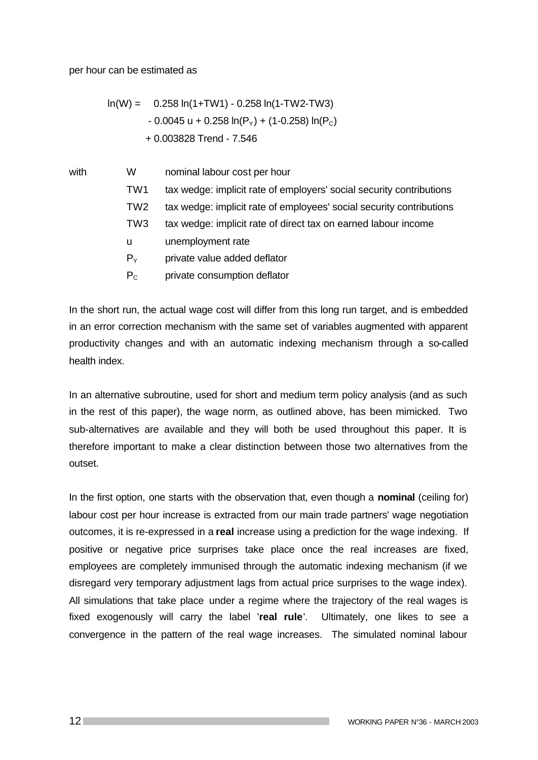per hour can be estimated as

$$\ln(W) = 0.258 \ln(1+TW1) - 0.258 \ln(1-TW2-TW3) - 0.0045\, u + 0.258 \ln(P_Y) + (1-0.258) \ln(P_C) + 0.003828\, Trend - 7.546$$

with

| | |
|---|---|
| W | nominal labour cost per hour |
| TW1 | tax wedge: implicit rate of employers' social security contributions |
| TW2 | tax wedge: implicit rate of employees' social security contributions |
| TW3 | tax wedge: implicit rate of direct tax on earned labour income |
| u | unemployment rate |
| $P_Y$ | private value added deflator |
| $P_C$ | private consumption deflator |

In the short run, the actual wage cost will differ from this long run target, and is embedded in an error correction mechanism with the same set of variables augmented with apparent productivity changes and with an automatic indexing mechanism through a so-called health index.

In an alternative subroutine, used for short and medium term policy analysis (and as such in the rest of this paper), the wage norm, as outlined above, has been mimicked. Two sub-alternatives are available and they will both be used throughout this paper. It is therefore important to make a clear distinction between those two alternatives from the outset.

In the first option, one starts with the observation that, even though a **nominal** (ceiling for) labour cost per hour increase is extracted from our main trade partners' wage negotiation outcomes, it is re-expressed in a **real** increase using a prediction for the wage indexing. If positive or negative price surprises take place once the real increases are fixed, employees are completely immunised through the automatic indexing mechanism (if we disregard very temporary adjustment lags from actual price surprises to the wage index). All simulations that take place under a regime where the trajectory of the real wages is fixed exogenously will carry the label '**real rule**'. Ultimately, one likes to see a convergence in the pattern of the real wage increases. The simulated nominal labour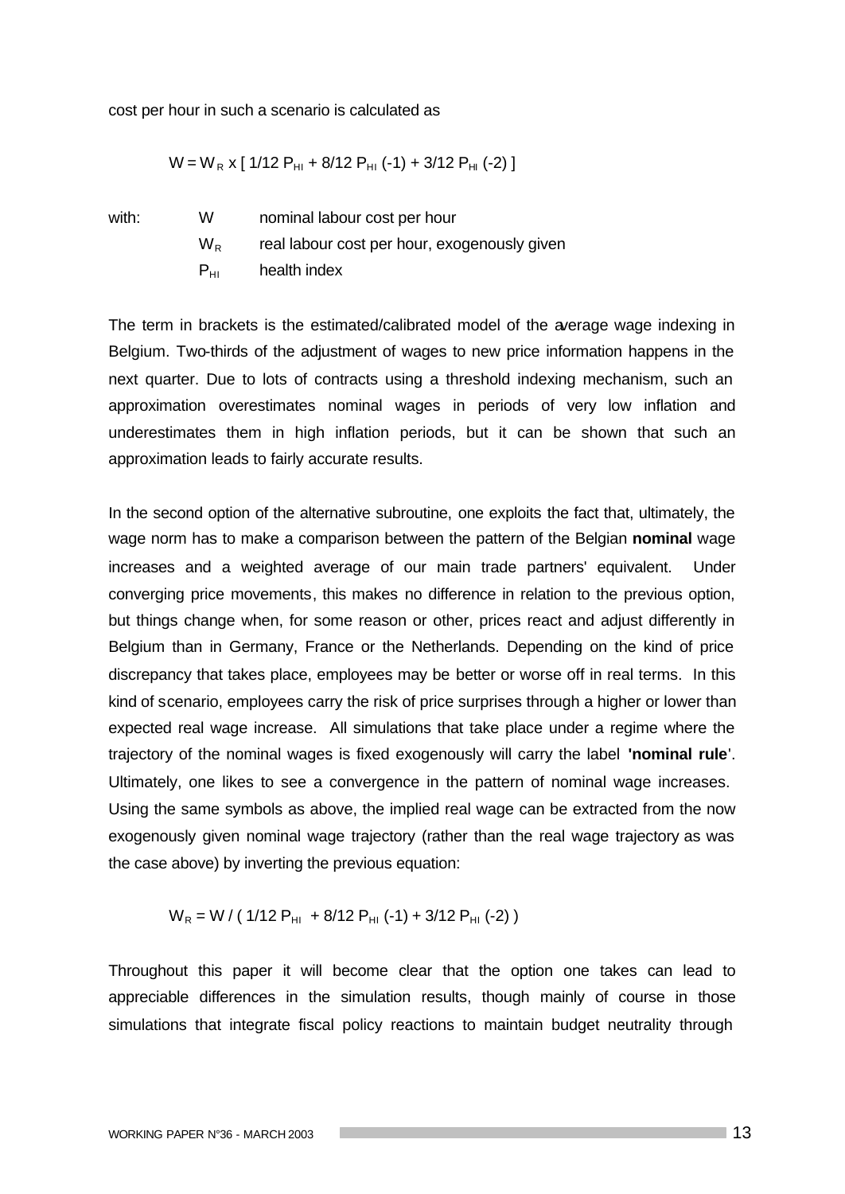cost per hour in such a scenario is calculated as

$$W = W_R \times [\,1/12\ P_{HI} + 8/12\ P_{HI}(-1) + 3/12\ P_{HI}(-2)\,]$$

with:
- $W$ nominal labour cost per hour
- $W_R$ real labour cost per hour, exogenously given
- $P_{HI}$ health index

The term in brackets is the estimated/calibrated model of the average wage indexing in Belgium. Two-thirds of the adjustment of wages to new price information happens in the next quarter. Due to lots of contracts using a threshold indexing mechanism, such an approximation overestimates nominal wages in periods of very low inflation and underestimates them in high inflation periods, but it can be shown that such an approximation leads to fairly accurate results.

In the second option of the alternative subroutine, one exploits the fact that, ultimately, the wage norm has to make a comparison between the pattern of the Belgian **nominal** wage increases and a weighted average of our main trade partners' equivalent. Under converging price movements, this makes no difference in relation to the previous option, but things change when, for some reason or other, prices react and adjust differently in Belgium than in Germany, France or the Netherlands. Depending on the kind of price discrepancy that takes place, employees may be better or worse off in real terms. In this kind of scenario, employees carry the risk of price surprises through a higher or lower than expected real wage increase. All simulations that take place under a regime where the trajectory of the nominal wages is fixed exogenously will carry the label **'nominal rule**'. Ultimately, one likes to see a convergence in the pattern of nominal wage increases. Using the same symbols as above, the implied real wage can be extracted from the now exogenously given nominal wage trajectory (rather than the real wage trajectory as was the case above) by inverting the previous equation:

$$W_R = W\,/\,(\,1/12\ P_{HI} + 8/12\ P_{HI}(-1) + 3/12\ P_{HI}(-2)\,)$$

Throughout this paper it will become clear that the option one takes can lead to appreciable differences in the simulation results, though mainly of course in those simulations that integrate fiscal policy reactions to maintain budget neutrality through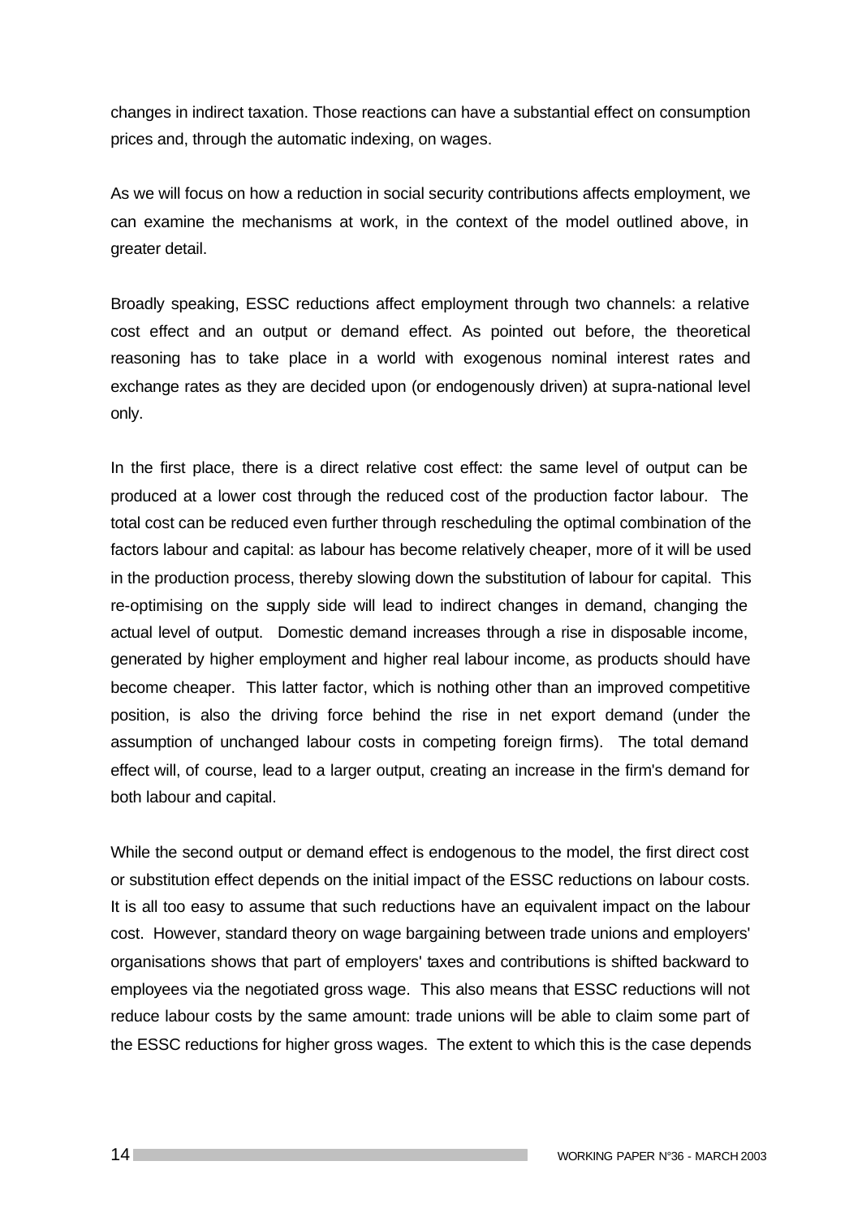changes in indirect taxation. Those reactions can have a substantial effect on consumption prices and, through the automatic indexing, on wages.

As we will focus on how a reduction in social security contributions affects employment, we can examine the mechanisms at work, in the context of the model outlined above, in greater detail.

Broadly speaking, ESSC reductions affect employment through two channels: a relative cost effect and an output or demand effect. As pointed out before, the theoretical reasoning has to take place in a world with exogenous nominal interest rates and exchange rates as they are decided upon (or endogenously driven) at supra-national level only.

In the first place, there is a direct relative cost effect: the same level of output can be produced at a lower cost through the reduced cost of the production factor labour. The total cost can be reduced even further through rescheduling the optimal combination of the factors labour and capital: as labour has become relatively cheaper, more of it will be used in the production process, thereby slowing down the substitution of labour for capital. This re-optimising on the supply side will lead to indirect changes in demand, changing the actual level of output. Domestic demand increases through a rise in disposable income, generated by higher employment and higher real labour income, as products should have become cheaper. This latter factor, which is nothing other than an improved competitive position, is also the driving force behind the rise in net export demand (under the assumption of unchanged labour costs in competing foreign firms). The total demand effect will, of course, lead to a larger output, creating an increase in the firm's demand for both labour and capital.

While the second output or demand effect is endogenous to the model, the first direct cost or substitution effect depends on the initial impact of the ESSC reductions on labour costs. It is all too easy to assume that such reductions have an equivalent impact on the labour cost. However, standard theory on wage bargaining between trade unions and employers' organisations shows that part of employers' taxes and contributions is shifted backward to employees via the negotiated gross wage. This also means that ESSC reductions will not reduce labour costs by the same amount: trade unions will be able to claim some part of the ESSC reductions for higher gross wages. The extent to which this is the case depends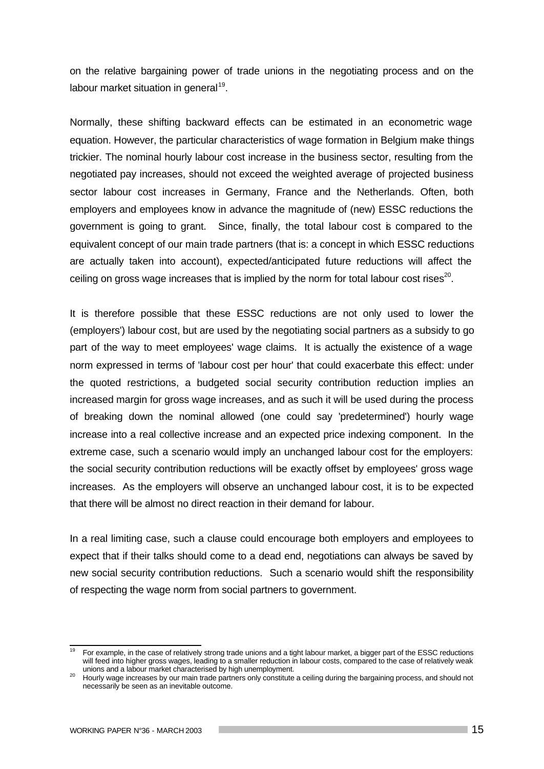on the relative bargaining power of trade unions in the negotiating process and on the labour market situation in general[19].

Normally, these shifting backward effects can be estimated in an econometric wage equation. However, the particular characteristics of wage formation in Belgium make things trickier. The nominal hourly labour cost increase in the business sector, resulting from the negotiated pay increases, should not exceed the weighted average of projected business sector labour cost increases in Germany, France and the Netherlands. Often, both employers and employees know in advance the magnitude of (new) ESSC reductions the government is going to grant. Since, finally, the total labour cost is compared to the equivalent concept of our main trade partners (that is: a concept in which ESSC reductions are actually taken into account), expected/anticipated future reductions will affect the ceiling on gross wage increases that is implied by the norm for total labour cost rises[20].

It is therefore possible that these ESSC reductions are not only used to lower the (employers') labour cost, but are used by the negotiating social partners as a subsidy to go part of the way to meet employees' wage claims. It is actually the existence of a wage norm expressed in terms of 'labour cost per hour' that could exacerbate this effect: under the quoted restrictions, a budgeted social security contribution reduction implies an increased margin for gross wage increases, and as such it will be used during the process of breaking down the nominal allowed (one could say 'predetermined') hourly wage increase into a real collective increase and an expected price indexing component. In the extreme case, such a scenario would imply an unchanged labour cost for the employers: the social security contribution reductions will be exactly offset by employees' gross wage increases. As the employers will observe an unchanged labour cost, it is to be expected that there will be almost no direct reaction in their demand for labour.

In a real limiting case, such a clause could encourage both employers and employees to expect that if their talks should come to a dead end, negotiations can always be saved by new social security contribution reductions. Such a scenario would shift the responsibility of respecting the wage norm from social partners to government.

---

[19] For example, in the case of relatively strong trade unions and a tight labour market, a bigger part of the ESSC reductions will feed into higher gross wages, leading to a smaller reduction in labour costs, compared to the case of relatively weak unions and a labour market characterised by high unemployment.

[20] Hourly wage increases by our main trade partners only constitute a ceiling during the bargaining process, and should not necessarily be seen as an inevitable outcome.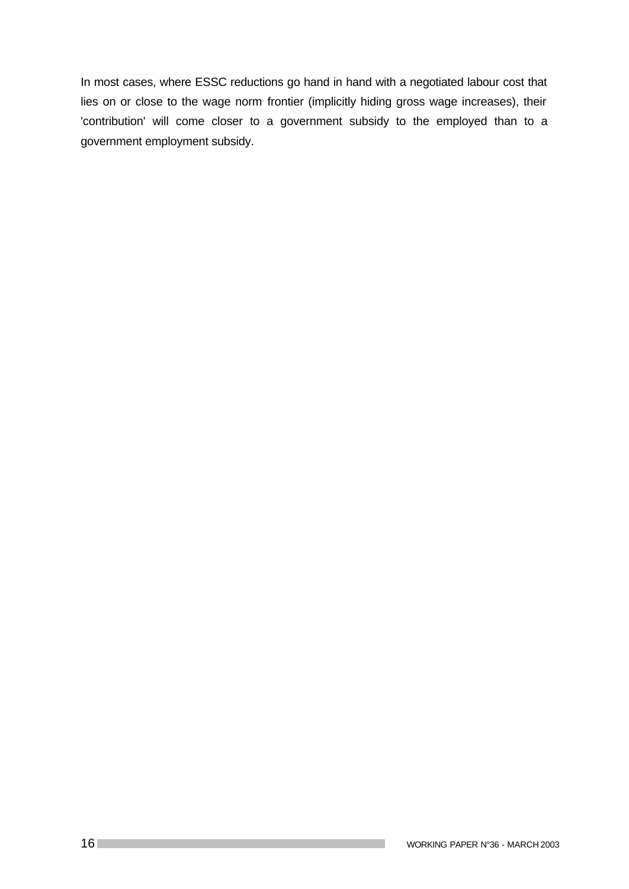In most cases, where ESSC reductions go hand in hand with a negotiated labour cost that lies on or close to the wage norm frontier (implicitly hiding gross wage increases), their 'contribution' will come closer to a government subsidy to the employed than to a government employment subsidy.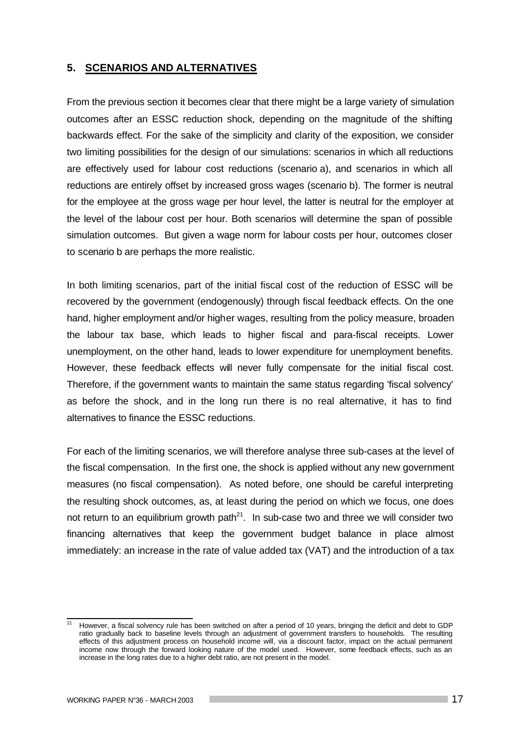## 5. SCENARIOS AND ALTERNATIVES

From the previous section it becomes clear that there might be a large variety of simulation outcomes after an ESSC reduction shock, depending on the magnitude of the shifting backwards effect. For the sake of the simplicity and clarity of the exposition, we consider two limiting possibilities for the design of our simulations: scenarios in which all reductions are effectively used for labour cost reductions (scenario a), and scenarios in which all reductions are entirely offset by increased gross wages (scenario b). The former is neutral for the employee at the gross wage per hour level, the latter is neutral for the employer at the level of the labour cost per hour. Both scenarios will determine the span of possible simulation outcomes. But given a wage norm for labour costs per hour, outcomes closer to scenario b are perhaps the more realistic.

In both limiting scenarios, part of the initial fiscal cost of the reduction of ESSC will be recovered by the government (endogenously) through fiscal feedback effects. On the one hand, higher employment and/or higher wages, resulting from the policy measure, broaden the labour tax base, which leads to higher fiscal and para-fiscal receipts. Lower unemployment, on the other hand, leads to lower expenditure for unemployment benefits. However, these feedback effects will never fully compensate for the initial fiscal cost. Therefore, if the government wants to maintain the same status regarding 'fiscal solvency' as before the shock, and in the long run there is no real alternative, it has to find alternatives to finance the ESSC reductions.

For each of the limiting scenarios, we will therefore analyse three sub-cases at the level of the fiscal compensation. In the first one, the shock is applied without any new government measures (no fiscal compensation). As noted before, one should be careful interpreting the resulting shock outcomes, as, at least during the period on which we focus, one does not return to an equilibrium growth path[21]. In sub-case two and three we will consider two financing alternatives that keep the government budget balance in place almost immediately: an increase in the rate of value added tax (VAT) and the introduction of a tax

[21] However, a fiscal solvency rule has been switched on after a period of 10 years, bringing the deficit and debt to GDP ratio gradually back to baseline levels through an adjustment of government transfers to households. The resulting effects of this adjustment process on household income will, via a discount factor, impact on the actual permanent income now through the forward looking nature of the model used. However, some feedback effects, such as an increase in the long rates due to a higher debt ratio, are not present in the model.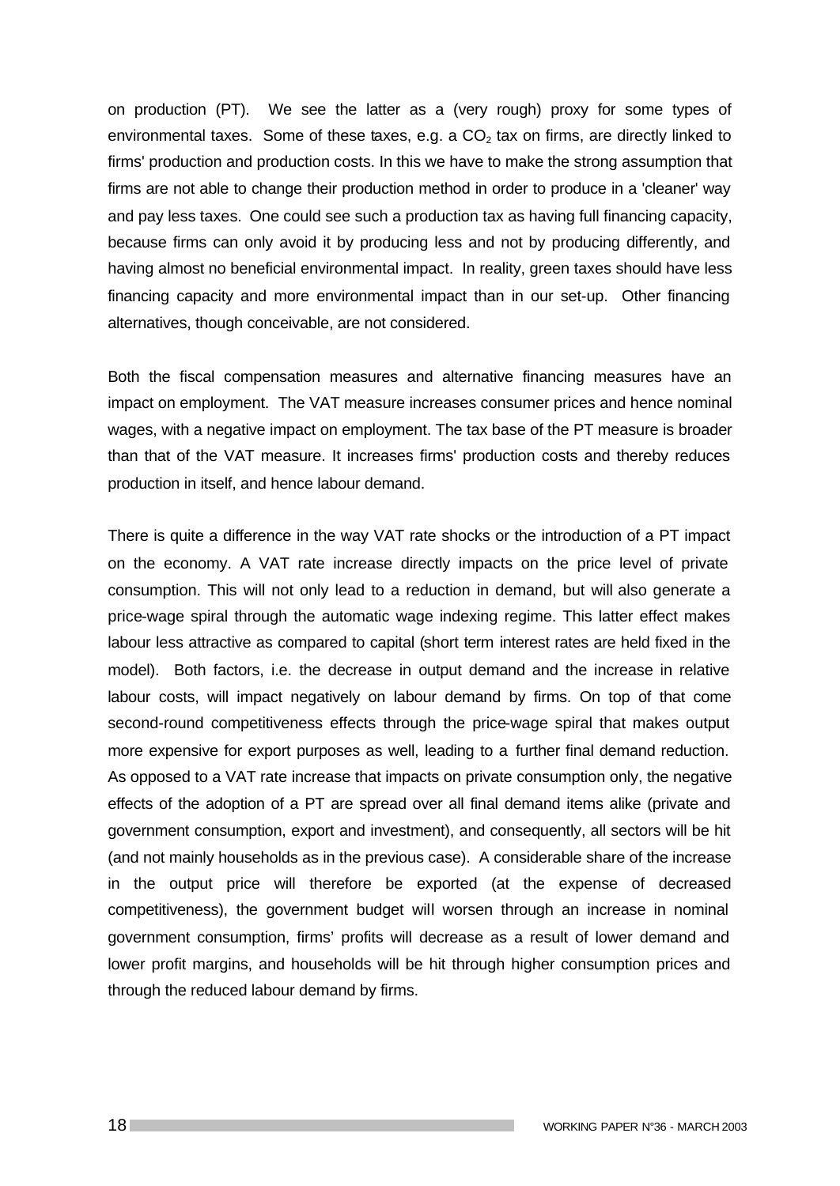on production (PT). We see the latter as a (very rough) proxy for some types of environmental taxes. Some of these taxes, e.g. a $CO_2$ tax on firms, are directly linked to firms' production and production costs. In this we have to make the strong assumption that firms are not able to change their production method in order to produce in a 'cleaner' way and pay less taxes. One could see such a production tax as having full financing capacity, because firms can only avoid it by producing less and not by producing differently, and having almost no beneficial environmental impact. In reality, green taxes should have less financing capacity and more environmental impact than in our set-up. Other financing alternatives, though conceivable, are not considered.

Both the fiscal compensation measures and alternative financing measures have an impact on employment. The VAT measure increases consumer prices and hence nominal wages, with a negative impact on employment. The tax base of the PT measure is broader than that of the VAT measure. It increases firms' production costs and thereby reduces production in itself, and hence labour demand.

There is quite a difference in the way VAT rate shocks or the introduction of a PT impact on the economy. A VAT rate increase directly impacts on the price level of private consumption. This will not only lead to a reduction in demand, but will also generate a price-wage spiral through the automatic wage indexing regime. This latter effect makes labour less attractive as compared to capital (short term interest rates are held fixed in the model). Both factors, i.e. the decrease in output demand and the increase in relative labour costs, will impact negatively on labour demand by firms. On top of that come second-round competitiveness effects through the price-wage spiral that makes output more expensive for export purposes as well, leading to a further final demand reduction. As opposed to a VAT rate increase that impacts on private consumption only, the negative effects of the adoption of a PT are spread over all final demand items alike (private and government consumption, export and investment), and consequently, all sectors will be hit (and not mainly households as in the previous case). A considerable share of the increase in the output price will therefore be exported (at the expense of decreased competitiveness), the government budget will worsen through an increase in nominal government consumption, firms' profits will decrease as a result of lower demand and lower profit margins, and households will be hit through higher consumption prices and through the reduced labour demand by firms.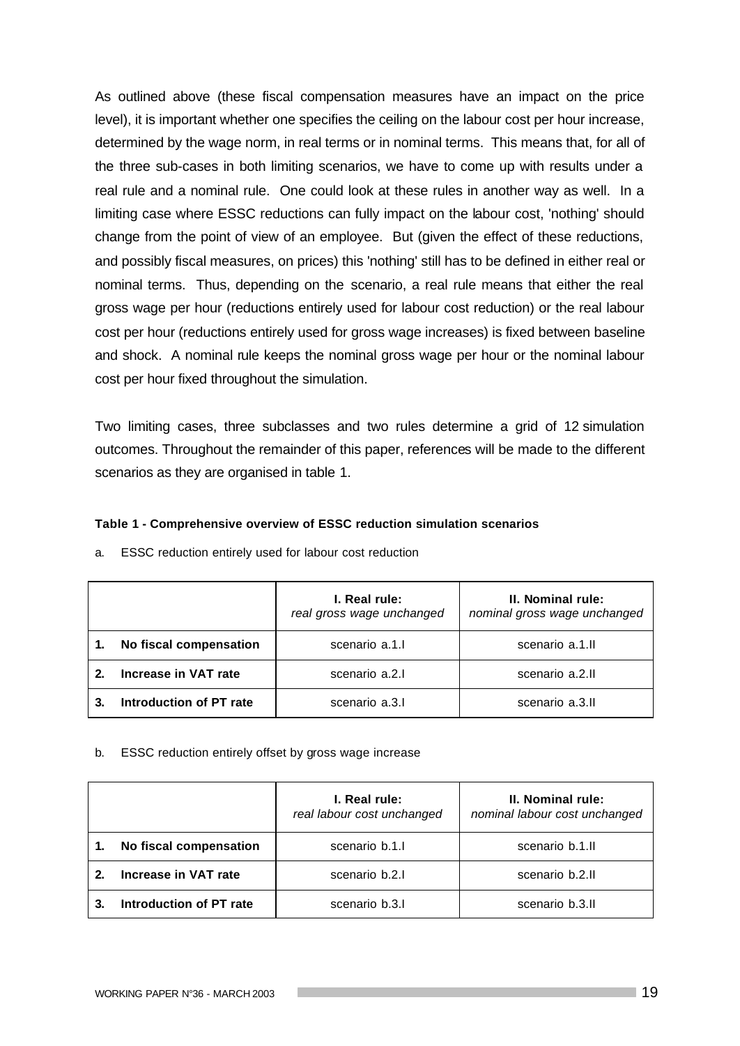As outlined above (these fiscal compensation measures have an impact on the price level), it is important whether one specifies the ceiling on the labour cost per hour increase, determined by the wage norm, in real terms or in nominal terms. This means that, for all of the three sub-cases in both limiting scenarios, we have to come up with results under a real rule and a nominal rule. One could look at these rules in another way as well. In a limiting case where ESSC reductions can fully impact on the labour cost, 'nothing' should change from the point of view of an employee. But (given the effect of these reductions, and possibly fiscal measures, on prices) this 'nothing' still has to be defined in either real or nominal terms. Thus, depending on the scenario, a real rule means that either the real gross wage per hour (reductions entirely used for labour cost reduction) or the real labour cost per hour (reductions entirely used for gross wage increases) is fixed between baseline and shock. A nominal rule keeps the nominal gross wage per hour or the nominal labour cost per hour fixed throughout the simulation.

Two limiting cases, three subclasses and two rules determine a grid of 12 simulation outcomes. Throughout the remainder of this paper, references will be made to the different scenarios as they are organised in table 1.

**Table 1 - Comprehensive overview of ESSC reduction simulation scenarios**

a. ESSC reduction entirely used for labour cost reduction

| | **I. Real rule:** *real gross wage unchanged* | **II. Nominal rule:** *nominal gross wage unchanged* |
|---|---|---|
| **1. No fiscal compensation** | scenario a.1.I | scenario a.1.II |
| **2. Increase in VAT rate** | scenario a.2.I | scenario a.2.II |
| **3. Introduction of PT rate** | scenario a.3.I | scenario a.3.II |

b. ESSC reduction entirely offset by gross wage increase

| | **I. Real rule:** *real labour cost unchanged* | **II. Nominal rule:** *nominal labour cost unchanged* |
|---|---|---|
| **1. No fiscal compensation** | scenario b.1.I | scenario b.1.II |
| **2. Increase in VAT rate** | scenario b.2.I | scenario b.2.II |
| **3. Introduction of PT rate** | scenario b.3.I | scenario b.3.II |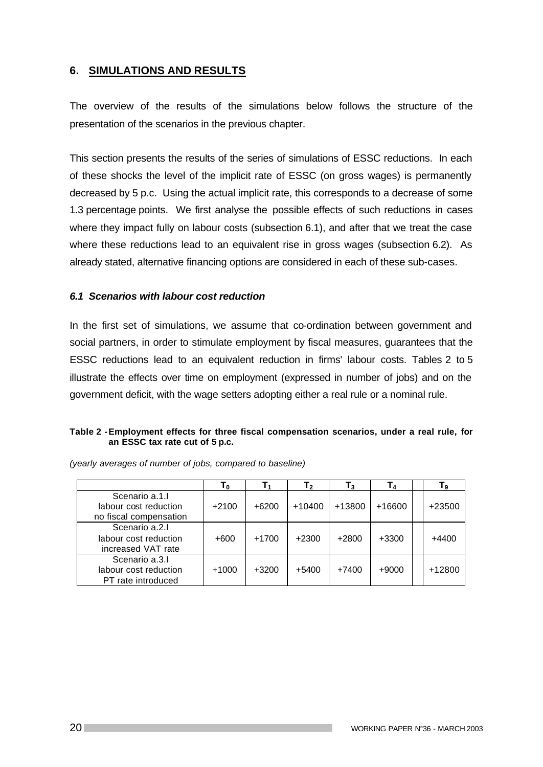## 6. SIMULATIONS AND RESULTS

The overview of the results of the simulations below follows the structure of the presentation of the scenarios in the previous chapter.

This section presents the results of the series of simulations of ESSC reductions. In each of these shocks the level of the implicit rate of ESSC (on gross wages) is permanently decreased by 5 p.c. Using the actual implicit rate, this corresponds to a decrease of some 1.3 percentage points. We first analyse the possible effects of such reductions in cases where they impact fully on labour costs (subsection 6.1), and after that we treat the case where these reductions lead to an equivalent rise in gross wages (subsection 6.2). As already stated, alternative financing options are considered in each of these sub-cases.

### *6.1 Scenarios with labour cost reduction*

In the first set of simulations, we assume that co-ordination between government and social partners, in order to stimulate employment by fiscal measures, guarantees that the ESSC reductions lead to an equivalent reduction in firms' labour costs. Tables 2 to 5 illustrate the effects over time on employment (expressed in number of jobs) and on the government deficit, with the wage setters adopting either a real rule or a nominal rule.

**Table 2 - Employment effects for three fiscal compensation scenarios, under a real rule, for an ESSC tax rate cut of 5 p.c.**

*(yearly averages of number of jobs, compared to baseline)*

| | $T_0$ | $T_1$ | $T_2$ | $T_3$ | $T_4$ | | $T_9$ |
|---|---|---|---|---|---|---|---|
| Scenario a.1.I labour cost reduction no fiscal compensation | +2100 | +6200 | +10400 | +13800 | +16600 | | +23500 |
| Scenario a.2.I labour cost reduction increased VAT rate | +600 | +1700 | +2300 | +2800 | +3300 | | +4400 |
| Scenario a.3.I labour cost reduction PT rate introduced | +1000 | +3200 | +5400 | +7400 | +9000 | | +12800 |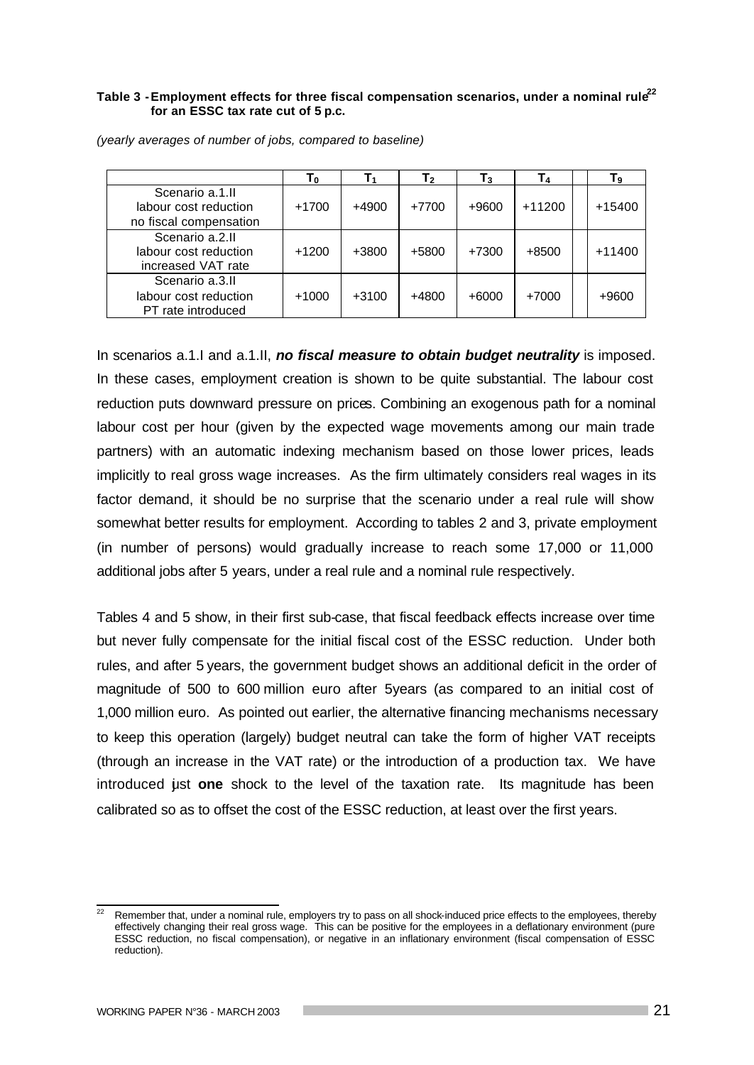**Table 3 - Employment effects for three fiscal compensation scenarios, under a nominal rule[22] for an ESSC tax rate cut of 5 p.c.**

*(yearly averages of number of jobs, compared to baseline)*

| | $T_0$ | $T_1$ | $T_2$ | $T_3$ | $T_4$ | | $T_9$ |
|---|---|---|---|---|---|---|---|
| Scenario a.1.II labour cost reduction no fiscal compensation | +1700 | +4900 | +7700 | +9600 | +11200 | | +15400 |
| Scenario a.2.II labour cost reduction increased VAT rate | +1200 | +3800 | +5800 | +7300 | +8500 | | +11400 |
| Scenario a.3.II labour cost reduction PT rate introduced | +1000 | +3100 | +4800 | +6000 | +7000 | | +9600 |

In scenarios a.1.I and a.1.II, ***no fiscal measure to obtain budget neutrality*** is imposed. In these cases, employment creation is shown to be quite substantial. The labour cost reduction puts downward pressure on prices. Combining an exogenous path for a nominal labour cost per hour (given by the expected wage movements among our main trade partners) with an automatic indexing mechanism based on those lower prices, leads implicitly to real gross wage increases. As the firm ultimately considers real wages in its factor demand, it should be no surprise that the scenario under a real rule will show somewhat better results for employment. According to tables 2 and 3, private employment (in number of persons) would gradually increase to reach some 17,000 or 11,000 additional jobs after 5 years, under a real rule and a nominal rule respectively.

Tables 4 and 5 show, in their first sub-case, that fiscal feedback effects increase over time but never fully compensate for the initial fiscal cost of the ESSC reduction. Under both rules, and after 5 years, the government budget shows an additional deficit in the order of magnitude of 500 to 600 million euro after 5years (as compared to an initial cost of 1,000 million euro. As pointed out earlier, the alternative financing mechanisms necessary to keep this operation (largely) budget neutral can take the form of higher VAT receipts (through an increase in the VAT rate) or the introduction of a production tax. We have introduced just **one** shock to the level of the taxation rate. Its magnitude has been calibrated so as to offset the cost of the ESSC reduction, at least over the first years.

---

[22] Remember that, under a nominal rule, employers try to pass on all shock-induced price effects to the employees, thereby effectively changing their real gross wage. This can be positive for the employees in a deflationary environment (pure ESSC reduction, no fiscal compensation), or negative in an inflationary environment (fiscal compensation of ESSC reduction).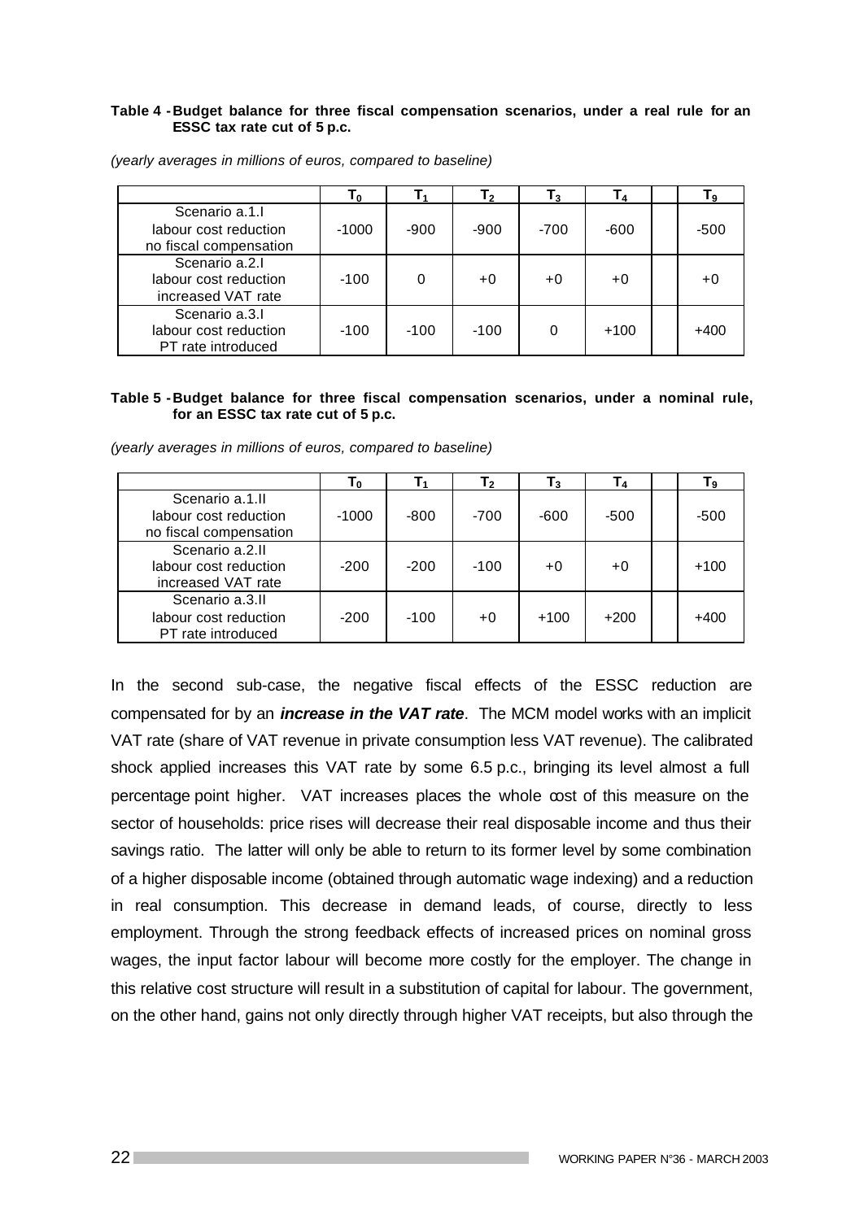**Table 4 - Budget balance for three fiscal compensation scenarios, under a real rule for an ESSC tax rate cut of 5 p.c.**

*(yearly averages in millions of euros, compared to baseline)*

| | $T_0$ | $T_1$ | $T_2$ | $T_3$ | $T_4$ | | $T_9$ |
|---|---|---|---|---|---|---|---|
| Scenario a.1.I labour cost reduction no fiscal compensation | -1000 | -900 | -900 | -700 | -600 | | -500 |
| Scenario a.2.I labour cost reduction increased VAT rate | -100 | 0 | +0 | +0 | +0 | | +0 |
| Scenario a.3.I labour cost reduction PT rate introduced | -100 | -100 | -100 | 0 | +100 | | +400 |

**Table 5 - Budget balance for three fiscal compensation scenarios, under a nominal rule, for an ESSC tax rate cut of 5 p.c.**

*(yearly averages in millions of euros, compared to baseline)*

| | $T_0$ | $T_1$ | $T_2$ | $T_3$ | $T_4$ | | $T_9$ |
|---|---|---|---|---|---|---|---|
| Scenario a.1.II labour cost reduction no fiscal compensation | -1000 | -800 | -700 | -600 | -500 | | -500 |
| Scenario a.2.II labour cost reduction increased VAT rate | -200 | -200 | -100 | +0 | +0 | | +100 |
| Scenario a.3.II labour cost reduction PT rate introduced | -200 | -100 | +0 | +100 | +200 | | +400 |

In the second sub-case, the negative fiscal effects of the ESSC reduction are compensated for by an ***increase in the VAT rate***. The MCM model works with an implicit VAT rate (share of VAT revenue in private consumption less VAT revenue). The calibrated shock applied increases this VAT rate by some 6.5 p.c., bringing its level almost a full percentage point higher. VAT increases places the whole cost of this measure on the sector of households: price rises will decrease their real disposable income and thus their savings ratio. The latter will only be able to return to its former level by some combination of a higher disposable income (obtained through automatic wage indexing) and a reduction in real consumption. This decrease in demand leads, of course, directly to less employment. Through the strong feedback effects of increased prices on nominal gross wages, the input factor labour will become more costly for the employer. The change in this relative cost structure will result in a substitution of capital for labour. The government, on the other hand, gains not only directly through higher VAT receipts, but also through the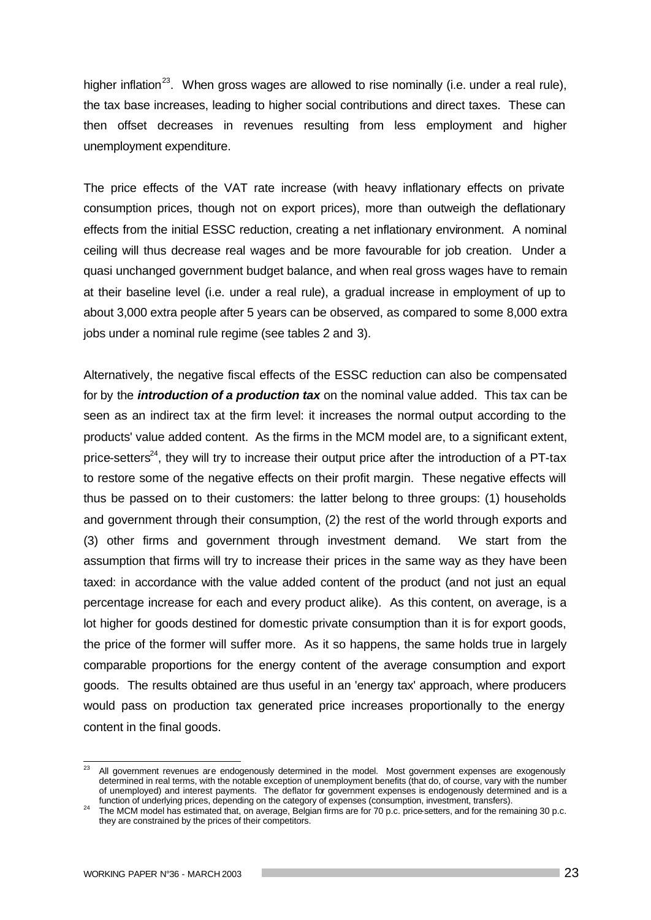higher inflation[23]. When gross wages are allowed to rise nominally (i.e. under a real rule), the tax base increases, leading to higher social contributions and direct taxes. These can then offset decreases in revenues resulting from less employment and higher unemployment expenditure.

The price effects of the VAT rate increase (with heavy inflationary effects on private consumption prices, though not on export prices), more than outweigh the deflationary effects from the initial ESSC reduction, creating a net inflationary environment. A nominal ceiling will thus decrease real wages and be more favourable for job creation. Under a quasi unchanged government budget balance, and when real gross wages have to remain at their baseline level (i.e. under a real rule), a gradual increase in employment of up to about 3,000 extra people after 5 years can be observed, as compared to some 8,000 extra jobs under a nominal rule regime (see tables 2 and 3).

Alternatively, the negative fiscal effects of the ESSC reduction can also be compensated for by the ***introduction of a production tax*** on the nominal value added. This tax can be seen as an indirect tax at the firm level: it increases the normal output according to the products' value added content. As the firms in the MCM model are, to a significant extent, price-setters[24], they will try to increase their output price after the introduction of a PT-tax to restore some of the negative effects on their profit margin. These negative effects will thus be passed on to their customers: the latter belong to three groups: (1) households and government through their consumption, (2) the rest of the world through exports and (3) other firms and government through investment demand. We start from the assumption that firms will try to increase their prices in the same way as they have been taxed: in accordance with the value added content of the product (and not just an equal percentage increase for each and every product alike). As this content, on average, is a lot higher for goods destined for domestic private consumption than it is for export goods, the price of the former will suffer more. As it so happens, the same holds true in largely comparable proportions for the energy content of the average consumption and export goods. The results obtained are thus useful in an 'energy tax' approach, where producers would pass on production tax generated price increases proportionally to the energy content in the final goods.

---

[23] All government revenues are endogenously determined in the model. Most government expenses are exogenously determined in real terms, with the notable exception of unemployment benefits (that do, of course, vary with the number of unemployed) and interest payments. The deflator for government expenses is endogenously determined and is a function of underlying prices, depending on the category of expenses (consumption, investment, transfers).

[24] The MCM model has estimated that, on average, Belgian firms are for 70 p.c. price-setters, and for the remaining 30 p.c. they are constrained by the prices of their competitors.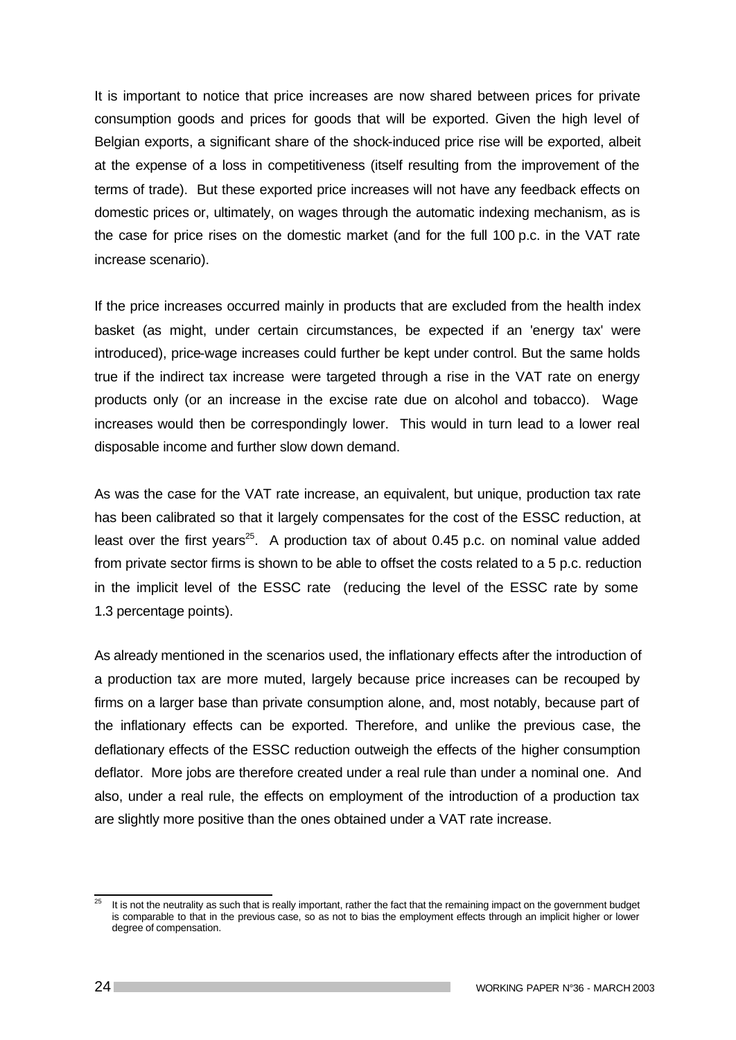It is important to notice that price increases are now shared between prices for private consumption goods and prices for goods that will be exported. Given the high level of Belgian exports, a significant share of the shock-induced price rise will be exported, albeit at the expense of a loss in competitiveness (itself resulting from the improvement of the terms of trade). But these exported price increases will not have any feedback effects on domestic prices or, ultimately, on wages through the automatic indexing mechanism, as is the case for price rises on the domestic market (and for the full 100 p.c. in the VAT rate increase scenario).

If the price increases occurred mainly in products that are excluded from the health index basket (as might, under certain circumstances, be expected if an 'energy tax' were introduced), price-wage increases could further be kept under control. But the same holds true if the indirect tax increase were targeted through a rise in the VAT rate on energy products only (or an increase in the excise rate due on alcohol and tobacco). Wage increases would then be correspondingly lower. This would in turn lead to a lower real disposable income and further slow down demand.

As was the case for the VAT rate increase, an equivalent, but unique, production tax rate has been calibrated so that it largely compensates for the cost of the ESSC reduction, at least over the first years[25]. A production tax of about 0.45 p.c. on nominal value added from private sector firms is shown to be able to offset the costs related to a 5 p.c. reduction in the implicit level of the ESSC rate (reducing the level of the ESSC rate by some 1.3 percentage points).

As already mentioned in the scenarios used, the inflationary effects after the introduction of a production tax are more muted, largely because price increases can be recouped by firms on a larger base than private consumption alone, and, most notably, because part of the inflationary effects can be exported. Therefore, and unlike the previous case, the deflationary effects of the ESSC reduction outweigh the effects of the higher consumption deflator. More jobs are therefore created under a real rule than under a nominal one. And also, under a real rule, the effects on employment of the introduction of a production tax are slightly more positive than the ones obtained under a VAT rate increase.

---

[25] It is not the neutrality as such that is really important, rather the fact that the remaining impact on the government budget is comparable to that in the previous case, so as not to bias the employment effects through an implicit higher or lower degree of compensation.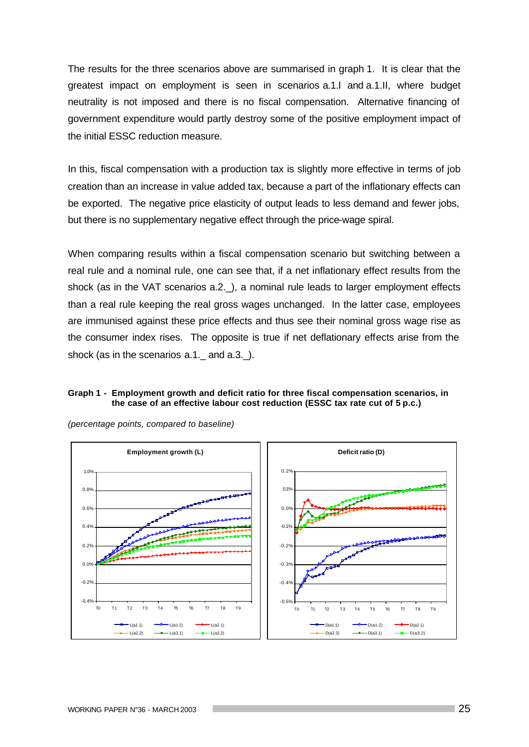The results for the three scenarios above are summarised in graph 1. It is clear that the greatest impact on employment is seen in scenarios a.1.I and a.1.II, where budget neutrality is not imposed and there is no fiscal compensation. Alternative financing of government expenditure would partly destroy some of the positive employment impact of the initial ESSC reduction measure.

In this, fiscal compensation with a production tax is slightly more effective in terms of job creation than an increase in value added tax, because a part of the inflationary effects can be exported. The negative price elasticity of output leads to less demand and fewer jobs, but there is no supplementary negative effect through the price-wage spiral.

When comparing results within a fiscal compensation scenario but switching between a real rule and a nominal rule, one can see that, if a net inflationary effect results from the shock (as in the VAT scenarios a.2._), a nominal rule leads to larger employment effects than a real rule keeping the real gross wages unchanged. In the latter case, employees are immunised against these price effects and thus see their nominal gross wage rise as the consumer index rises. The opposite is true if net deflationary effects arise from the shock (as in the scenarios a.1._ and a.3._).

**Graph 1 - Employment growth and deficit ratio for three fiscal compensation scenarios, in the case of an effective labour cost reduction (ESSC tax rate cut of 5 p.c.)**

*(percentage points, compared to baseline)*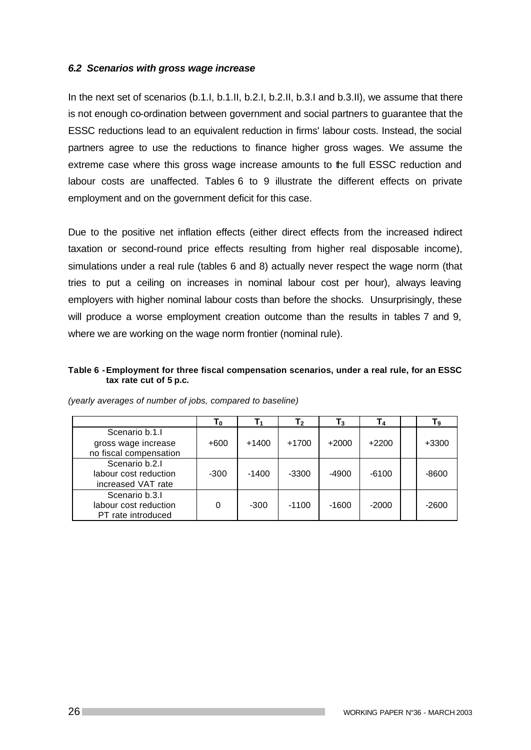### *6.2 Scenarios with gross wage increase*

In the next set of scenarios (b.1.I, b.1.II, b.2.I, b.2.II, b.3.I and b.3.II), we assume that there is not enough co-ordination between government and social partners to guarantee that the ESSC reductions lead to an equivalent reduction in firms' labour costs. Instead, the social partners agree to use the reductions to finance higher gross wages. We assume the extreme case where this gross wage increase amounts to the full ESSC reduction and labour costs are unaffected. Tables 6 to 9 illustrate the different effects on private employment and on the government deficit for this case.

Due to the positive net inflation effects (either direct effects from the increased indirect taxation or second-round price effects resulting from higher real disposable income), simulations under a real rule (tables 6 and 8) actually never respect the wage norm (that tries to put a ceiling on increases in nominal labour cost per hour), always leaving employers with higher nominal labour costs than before the shocks. Unsurprisingly, these will produce a worse employment creation outcome than the results in tables 7 and 9, where we are working on the wage norm frontier (nominal rule).

**Table 6 - Employment for three fiscal compensation scenarios, under a real rule, for an ESSC tax rate cut of 5 p.c.**

*(yearly averages of number of jobs, compared to baseline)*

| | $T_0$ | $T_1$ | $T_2$ | $T_3$ | $T_4$ | | $T_9$ |
|---|---|---|---|---|---|---|---|
| Scenario b.1.I gross wage increase no fiscal compensation | +600 | +1400 | +1700 | +2000 | +2200 | | +3300 |
| Scenario b.2.I labour cost reduction increased VAT rate | -300 | -1400 | -3300 | -4900 | -6100 | | -8600 |
| Scenario b.3.I labour cost reduction PT rate introduced | 0 | -300 | -1100 | -1600 | -2000 | | -2600 |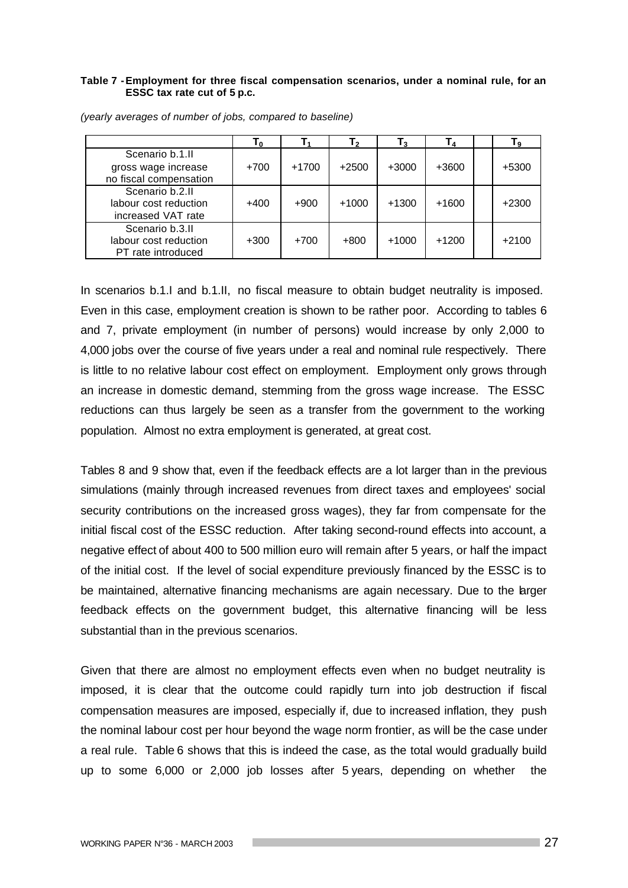**Table 7 - Employment for three fiscal compensation scenarios, under a nominal rule, for an ESSC tax rate cut of 5 p.c.**

*(yearly averages of number of jobs, compared to baseline)*

| | $T_0$ | $T_1$ | $T_2$ | $T_3$ | $T_4$ | | $T_9$ |
|---|---|---|---|---|---|---|---|
| Scenario b.1.II gross wage increase no fiscal compensation | +700 | +1700 | +2500 | +3000 | +3600 | | +5300 |
| Scenario b.2.II labour cost reduction increased VAT rate | +400 | +900 | +1000 | +1300 | +1600 | | +2300 |
| Scenario b.3.II labour cost reduction PT rate introduced | +300 | +700 | +800 | +1000 | +1200 | | +2100 |

In scenarios b.1.I and b.1.II, no fiscal measure to obtain budget neutrality is imposed. Even in this case, employment creation is shown to be rather poor. According to tables 6 and 7, private employment (in number of persons) would increase by only 2,000 to 4,000 jobs over the course of five years under a real and nominal rule respectively. There is little to no relative labour cost effect on employment. Employment only grows through an increase in domestic demand, stemming from the gross wage increase. The ESSC reductions can thus largely be seen as a transfer from the government to the working population. Almost no extra employment is generated, at great cost.

Tables 8 and 9 show that, even if the feedback effects are a lot larger than in the previous simulations (mainly through increased revenues from direct taxes and employees' social security contributions on the increased gross wages), they far from compensate for the initial fiscal cost of the ESSC reduction. After taking second-round effects into account, a negative effect of about 400 to 500 million euro will remain after 5 years, or half the impact of the initial cost. If the level of social expenditure previously financed by the ESSC is to be maintained, alternative financing mechanisms are again necessary. Due to the larger feedback effects on the government budget, this alternative financing will be less substantial than in the previous scenarios.

Given that there are almost no employment effects even when no budget neutrality is imposed, it is clear that the outcome could rapidly turn into job destruction if fiscal compensation measures are imposed, especially if, due to increased inflation, they push the nominal labour cost per hour beyond the wage norm frontier, as will be the case under a real rule. Table 6 shows that this is indeed the case, as the total would gradually build up to some 6,000 or 2,000 job losses after 5 years, depending on whether the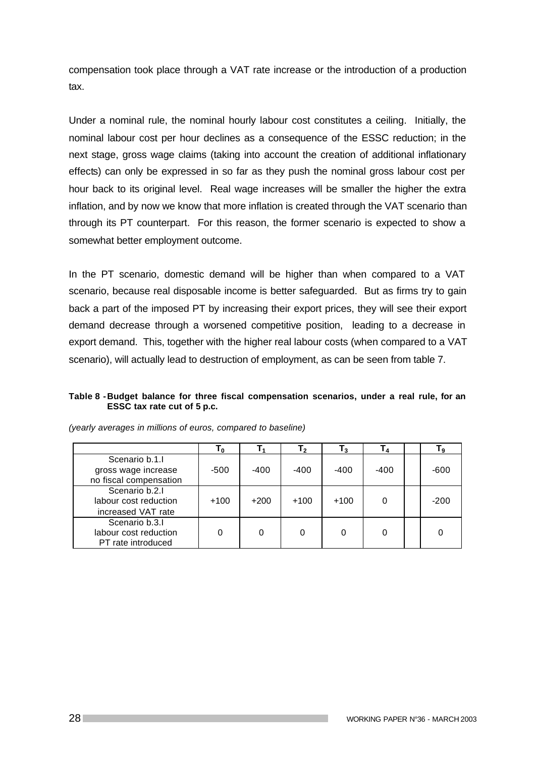compensation took place through a VAT rate increase or the introduction of a production tax.

Under a nominal rule, the nominal hourly labour cost constitutes a ceiling. Initially, the nominal labour cost per hour declines as a consequence of the ESSC reduction; in the next stage, gross wage claims (taking into account the creation of additional inflationary effects) can only be expressed in so far as they push the nominal gross labour cost per hour back to its original level. Real wage increases will be smaller the higher the extra inflation, and by now we know that more inflation is created through the VAT scenario than through its PT counterpart. For this reason, the former scenario is expected to show a somewhat better employment outcome.

In the PT scenario, domestic demand will be higher than when compared to a VAT scenario, because real disposable income is better safeguarded. But as firms try to gain back a part of the imposed PT by increasing their export prices, they will see their export demand decrease through a worsened competitive position, leading to a decrease in export demand. This, together with the higher real labour costs (when compared to a VAT scenario), will actually lead to destruction of employment, as can be seen from table 7.

**Table 8 - Budget balance for three fiscal compensation scenarios, under a real rule, for an ESSC tax rate cut of 5 p.c.**

*(yearly averages in millions of euros, compared to baseline)*

| | $T_0$ | $T_1$ | $T_2$ | $T_3$ | $T_4$ | | $T_9$ |
|---|---|---|---|---|---|---|---|
| Scenario b.1.I gross wage increase no fiscal compensation | -500 | -400 | -400 | -400 | -400 | | -600 |
| Scenario b.2.I labour cost reduction increased VAT rate | +100 | +200 | +100 | +100 | 0 | | -200 |
| Scenario b.3.I labour cost reduction PT rate introduced | 0 | 0 | 0 | 0 | 0 | | 0 |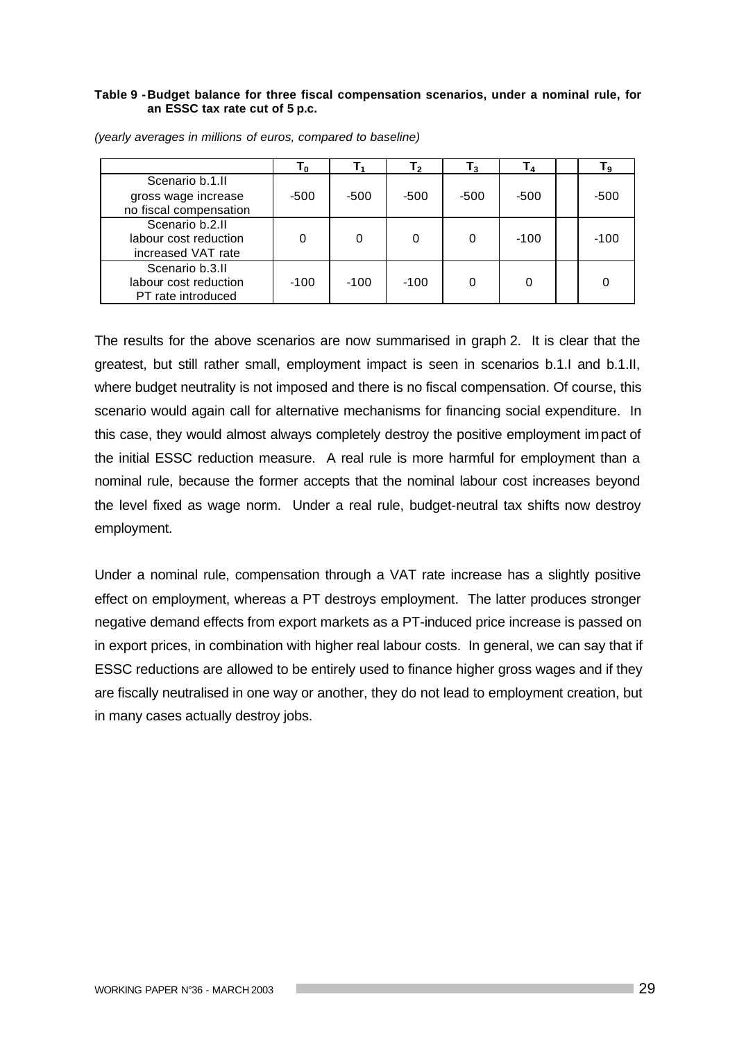**Table 9 - Budget balance for three fiscal compensation scenarios, under a nominal rule, for an ESSC tax rate cut of 5 p.c.**

*(yearly averages in millions of euros, compared to baseline)*

| | $T_0$ | $T_1$ | $T_2$ | $T_3$ | $T_4$ | | $T_9$ |
|---|---|---|---|---|---|---|---|
| Scenario b.1.II gross wage increase no fiscal compensation | -500 | -500 | -500 | -500 | -500 | | -500 |
| Scenario b.2.II labour cost reduction increased VAT rate | 0 | 0 | 0 | 0 | -100 | | -100 |
| Scenario b.3.II labour cost reduction PT rate introduced | -100 | -100 | -100 | 0 | 0 | | 0 |

The results for the above scenarios are now summarised in graph 2. It is clear that the greatest, but still rather small, employment impact is seen in scenarios b.1.I and b.1.II, where budget neutrality is not imposed and there is no fiscal compensation. Of course, this scenario would again call for alternative mechanisms for financing social expenditure. In this case, they would almost always completely destroy the positive employment impact of the initial ESSC reduction measure. A real rule is more harmful for employment than a nominal rule, because the former accepts that the nominal labour cost increases beyond the level fixed as wage norm. Under a real rule, budget-neutral tax shifts now destroy employment.

Under a nominal rule, compensation through a VAT rate increase has a slightly positive effect on employment, whereas a PT destroys employment. The latter produces stronger negative demand effects from export markets as a PT-induced price increase is passed on in export prices, in combination with higher real labour costs. In general, we can say that if ESSC reductions are allowed to be entirely used to finance higher gross wages and if they are fiscally neutralised in one way or another, they do not lead to employment creation, but in many cases actually destroy jobs.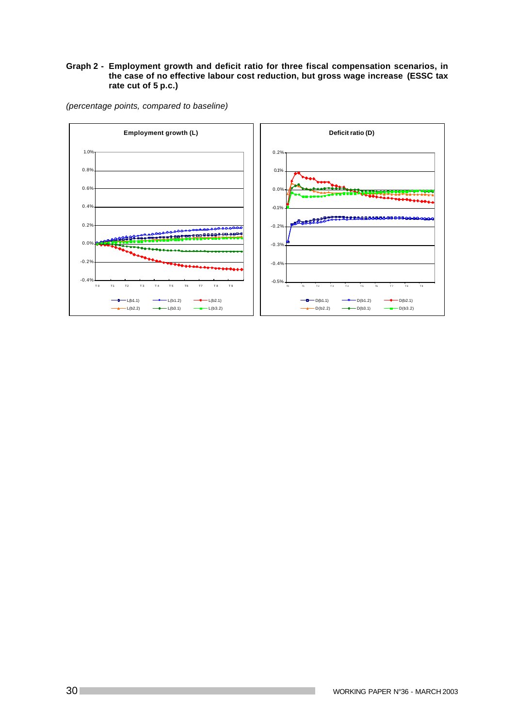**Graph 2 - Employment growth and deficit ratio for three fiscal compensation scenarios, in the case of no effective labour cost reduction, but gross wage increase (ESSC tax rate cut of 5 p.c.)**

*(percentage points, compared to baseline)*

**Employment growth (L)**

**Deficit ratio (D)**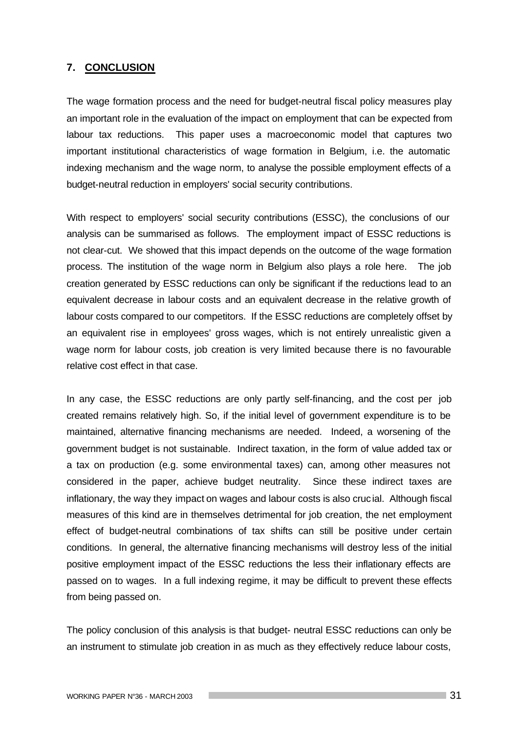## 7. CONCLUSION

The wage formation process and the need for budget-neutral fiscal policy measures play an important role in the evaluation of the impact on employment that can be expected from labour tax reductions. This paper uses a macroeconomic model that captures two important institutional characteristics of wage formation in Belgium, i.e. the automatic indexing mechanism and the wage norm, to analyse the possible employment effects of a budget-neutral reduction in employers' social security contributions.

With respect to employers' social security contributions (ESSC), the conclusions of our analysis can be summarised as follows. The employment impact of ESSC reductions is not clear-cut. We showed that this impact depends on the outcome of the wage formation process. The institution of the wage norm in Belgium also plays a role here. The job creation generated by ESSC reductions can only be significant if the reductions lead to an equivalent decrease in labour costs and an equivalent decrease in the relative growth of labour costs compared to our competitors. If the ESSC reductions are completely offset by an equivalent rise in employees' gross wages, which is not entirely unrealistic given a wage norm for labour costs, job creation is very limited because there is no favourable relative cost effect in that case.

In any case, the ESSC reductions are only partly self-financing, and the cost per job created remains relatively high. So, if the initial level of government expenditure is to be maintained, alternative financing mechanisms are needed. Indeed, a worsening of the government budget is not sustainable. Indirect taxation, in the form of value added tax or a tax on production (e.g. some environmental taxes) can, among other measures not considered in the paper, achieve budget neutrality. Since these indirect taxes are inflationary, the way they impact on wages and labour costs is also crucial. Although fiscal measures of this kind are in themselves detrimental for job creation, the net employment effect of budget-neutral combinations of tax shifts can still be positive under certain conditions. In general, the alternative financing mechanisms will destroy less of the initial positive employment impact of the ESSC reductions the less their inflationary effects are passed on to wages. In a full indexing regime, it may be difficult to prevent these effects from being passed on.

The policy conclusion of this analysis is that budget- neutral ESSC reductions can only be an instrument to stimulate job creation in as much as they effectively reduce labour costs,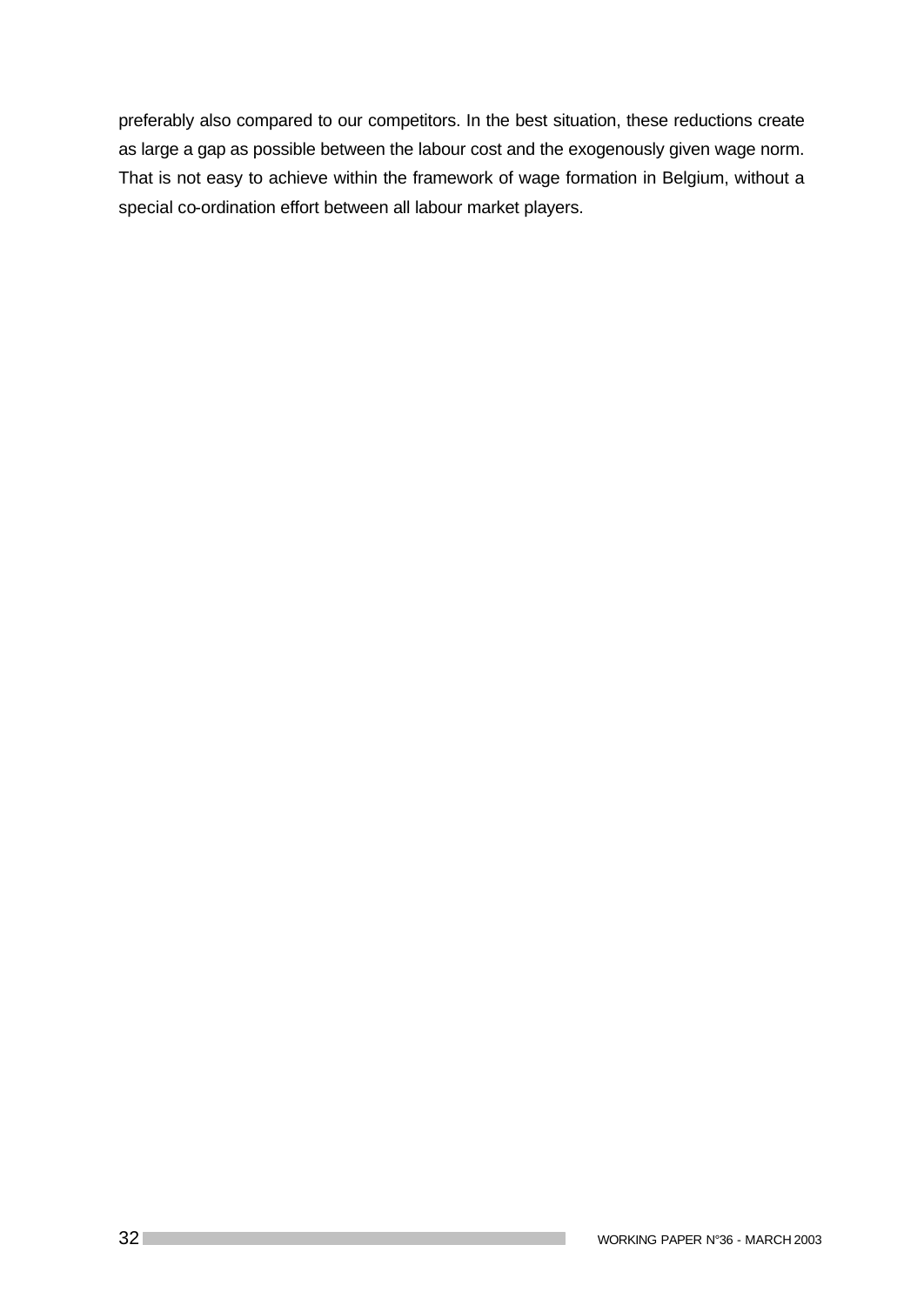preferably also compared to our competitors. In the best situation, these reductions create as large a gap as possible between the labour cost and the exogenously given wage norm. That is not easy to achieve within the framework of wage formation in Belgium, without a special co-ordination effort between all labour market players.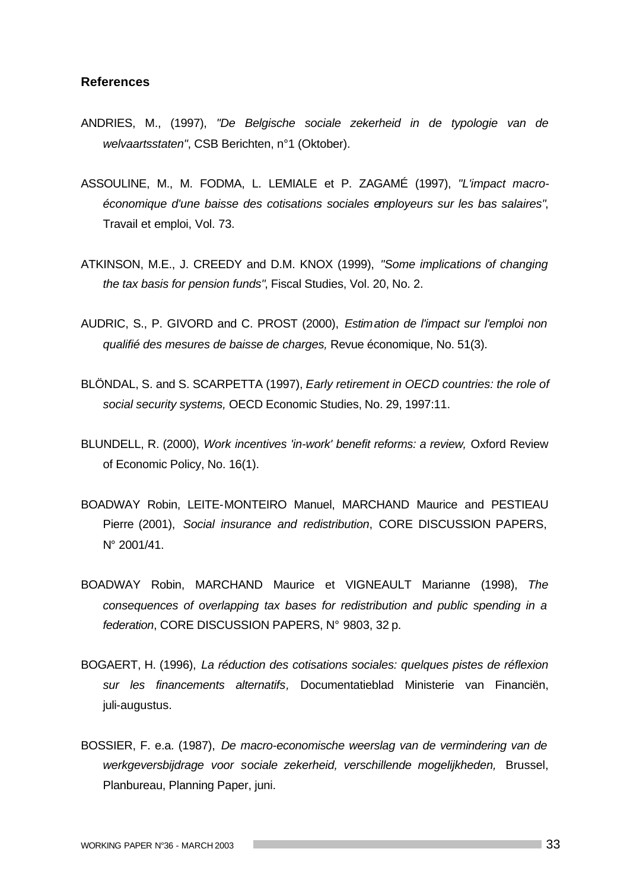### References

ANDRIES, M., (1997), *"De Belgische sociale zekerheid in de typologie van de welvaartsstaten"*, CSB Berichten, n°1 (Oktober).

ASSOULINE, M., M. FODMA, L. LEMIALE et P. ZAGAMÉ (1997), *"L'impact macro-économique d'une baisse des cotisations sociales employeurs sur les bas salaires"*, Travail et emploi, Vol. 73.

ATKINSON, M.E., J. CREEDY and D.M. KNOX (1999), *"Some implications of changing the tax basis for pension funds"*, Fiscal Studies, Vol. 20, No. 2.

AUDRIC, S., P. GIVORD and C. PROST (2000), *Estimation de l'impact sur l'emploi non qualifié des mesures de baisse de charges,* Revue économique, No. 51(3).

BLÖNDAL, S. and S. SCARPETTA (1997), *Early retirement in OECD countries: the role of social security systems,* OECD Economic Studies, No. 29, 1997:11.

BLUNDELL, R. (2000), *Work incentives 'in-work' benefit reforms: a review,* Oxford Review of Economic Policy, No. 16(1).

BOADWAY Robin, LEITE-MONTEIRO Manuel, MARCHAND Maurice and PESTIEAU Pierre (2001), *Social insurance and redistribution*, CORE DISCUSSION PAPERS, N° 2001/41.

BOADWAY Robin, MARCHAND Maurice et VIGNEAULT Marianne (1998), *The consequences of overlapping tax bases for redistribution and public spending in a federation*, CORE DISCUSSION PAPERS, N° 9803, 32 p.

BOGAERT, H. (1996), *La réduction des cotisations sociales: quelques pistes de réflexion sur les financements alternatifs,* Documentatieblad Ministerie van Financiën, juli-augustus.

BOSSIER, F. e.a. (1987), *De macro-economische weerslag van de vermindering van de werkgeversbijdrage voor sociale zekerheid, verschillende mogelijkheden,* Brussel, Planbureau, Planning Paper, juni.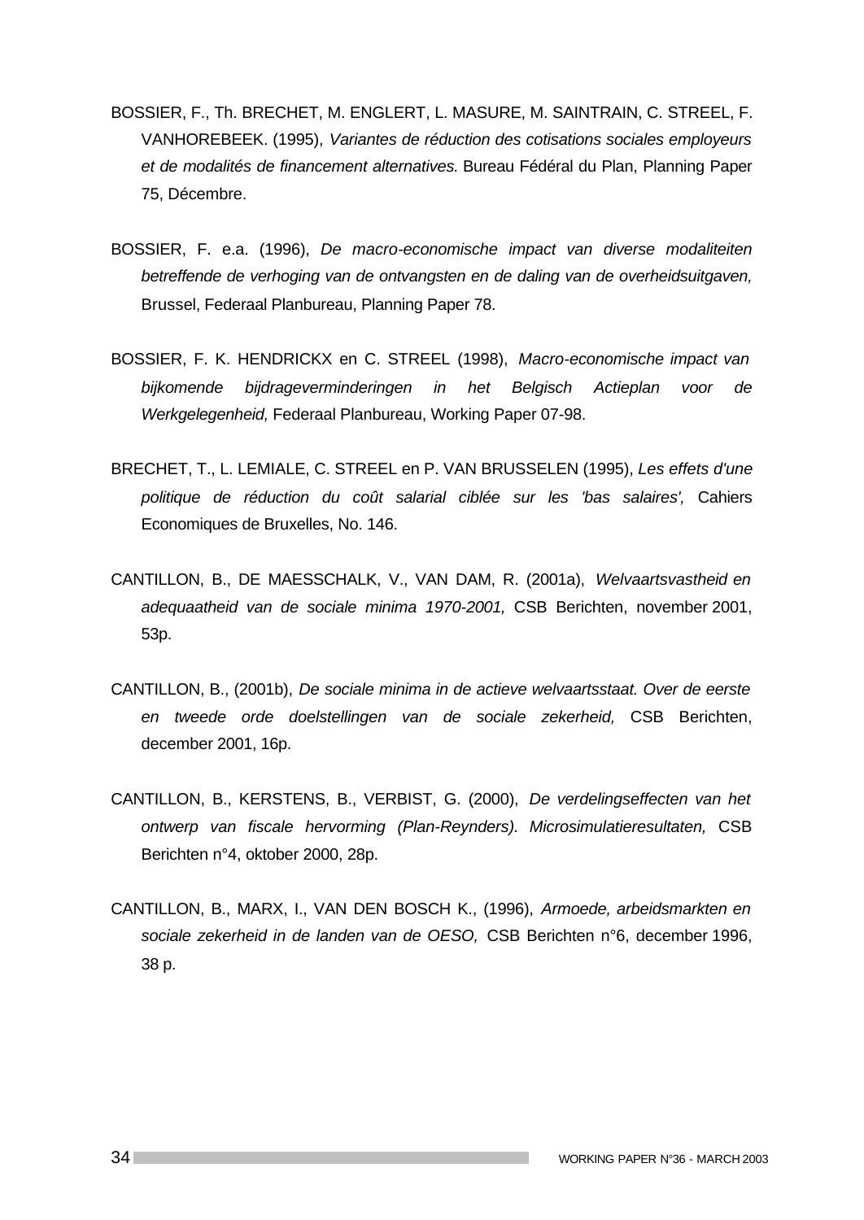BOSSIER, F., Th. BRECHET, M. ENGLERT, L. MASURE, M. SAINTRAIN, C. STREEL, F. VANHOREBEEK. (1995), *Variantes de réduction des cotisations sociales employeurs et de modalités de financement alternatives.* Bureau Fédéral du Plan, Planning Paper 75, Décembre.

BOSSIER, F. e.a. (1996), *De macro-economische impact van diverse modaliteiten betreffende de verhoging van de ontvangsten en de daling van de overheidsuitgaven,* Brussel, Federaal Planbureau, Planning Paper 78.

BOSSIER, F. K. HENDRICKX en C. STREEL (1998), *Macro-economische impact van bijkomende bijdrageverminderingen in het Belgisch Actieplan voor de Werkgelegenheid,* Federaal Planbureau, Working Paper 07-98.

BRECHET, T., L. LEMIALE, C. STREEL en P. VAN BRUSSELEN (1995), *Les effets d'une politique de réduction du coût salarial ciblée sur les 'bas salaires',* Cahiers Economiques de Bruxelles, No. 146.

CANTILLON, B., DE MAESSCHALK, V., VAN DAM, R. (2001a), *Welvaartsvastheid en adequaatheid van de sociale minima 1970-2001,* CSB Berichten, november 2001, 53p.

CANTILLON, B., (2001b), *De sociale minima in de actieve welvaartsstaat. Over de eerste en tweede orde doelstellingen van de sociale zekerheid,* CSB Berichten, december 2001, 16p.

CANTILLON, B., KERSTENS, B., VERBIST, G. (2000), *De verdelingseffecten van het ontwerp van fiscale hervorming (Plan-Reynders). Microsimulatieresultaten,* CSB Berichten n°4, oktober 2000, 28p.

CANTILLON, B., MARX, I., VAN DEN BOSCH K., (1996), *Armoede, arbeidsmarkten en sociale zekerheid in de landen van de OESO,* CSB Berichten n°6, december 1996, 38 p.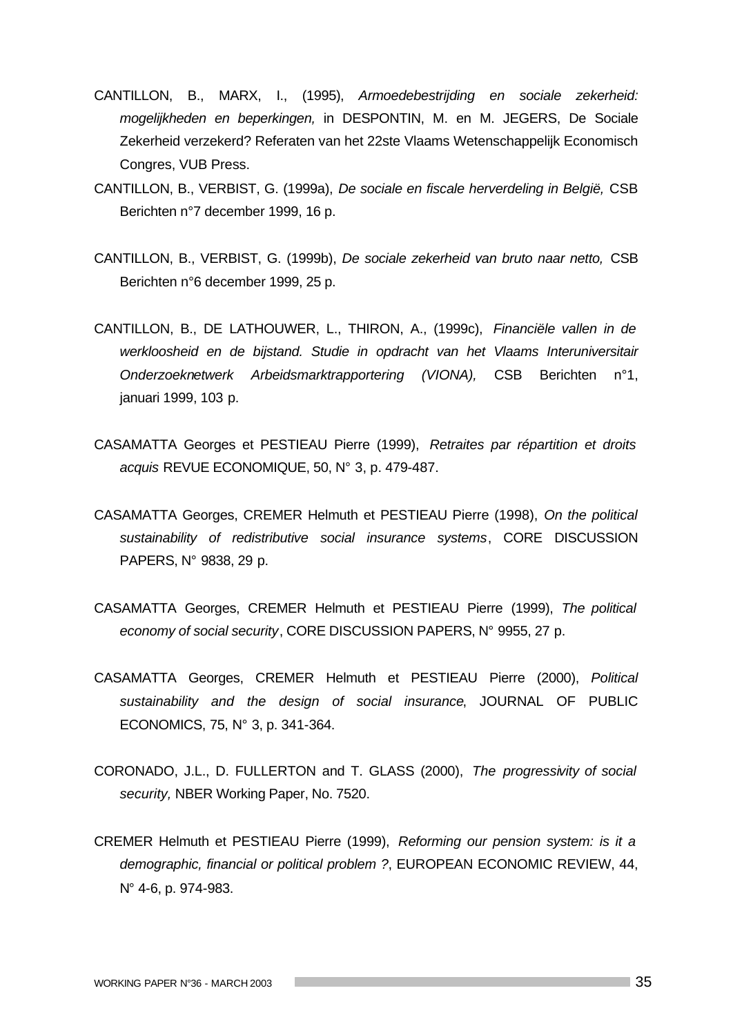CANTILLON, B., MARX, I., (1995), *Armoedebestrijding en sociale zekerheid: mogelijkheden en beperkingen,* in DESPONTIN, M. en M. JEGERS, De Sociale Zekerheid verzekerd? Referaten van het 22ste Vlaams Wetenschappelijk Economisch Congres, VUB Press.

CANTILLON, B., VERBIST, G. (1999a), *De sociale en fiscale herverdeling in België,* CSB Berichten n°7 december 1999, 16 p.

CANTILLON, B., VERBIST, G. (1999b), *De sociale zekerheid van bruto naar netto,* CSB Berichten n°6 december 1999, 25 p.

CANTILLON, B., DE LATHOUWER, L., THIRON, A., (1999c), *Financiële vallen in de werkloosheid en de bijstand. Studie in opdracht van het Vlaams Interuniversitair Onderzoeknetwerk Arbeidsmarktrapportering (VIONA),* CSB Berichten n°1, januari 1999, 103 p.

CASAMATTA Georges et PESTIEAU Pierre (1999), *Retraites par répartition et droits acquis* REVUE ECONOMIQUE, 50, N° 3, p. 479-487.

CASAMATTA Georges, CREMER Helmuth et PESTIEAU Pierre (1998), *On the political sustainability of redistributive social insurance systems*, CORE DISCUSSION PAPERS, N° 9838, 29 p.

CASAMATTA Georges, CREMER Helmuth et PESTIEAU Pierre (1999), *The political economy of social security*, CORE DISCUSSION PAPERS, N° 9955, 27 p.

CASAMATTA Georges, CREMER Helmuth et PESTIEAU Pierre (2000), *Political sustainability and the design of social insurance*, JOURNAL OF PUBLIC ECONOMICS, 75, N° 3, p. 341-364.

CORONADO, J.L., D. FULLERTON and T. GLASS (2000), *The progressivity of social security,* NBER Working Paper, No. 7520.

CREMER Helmuth et PESTIEAU Pierre (1999), *Reforming our pension system: is it a demographic, financial or political problem ?*, EUROPEAN ECONOMIC REVIEW, 44, N° 4-6, p. 974-983.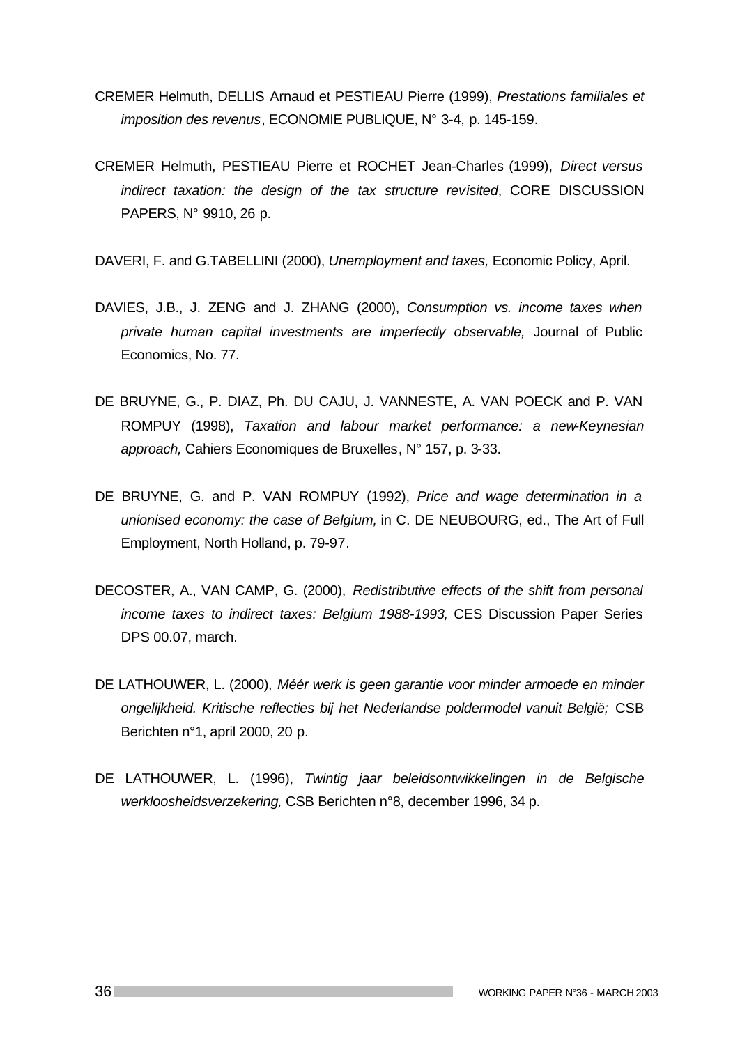CREMER Helmuth, DELLIS Arnaud et PESTIEAU Pierre (1999), *Prestations familiales et imposition des revenus*, ECONOMIE PUBLIQUE, N° 3-4, p. 145-159.

CREMER Helmuth, PESTIEAU Pierre et ROCHET Jean-Charles (1999), *Direct versus indirect taxation: the design of the tax structure revisited*, CORE DISCUSSION PAPERS, N° 9910, 26 p.

DAVERI, F. and G.TABELLINI (2000), *Unemployment and taxes,* Economic Policy, April.

DAVIES, J.B., J. ZENG and J. ZHANG (2000), *Consumption vs. income taxes when private human capital investments are imperfectly observable,* Journal of Public Economics, No. 77.

DE BRUYNE, G., P. DIAZ, Ph. DU CAJU, J. VANNESTE, A. VAN POECK and P. VAN ROMPUY (1998), *Taxation and labour market performance: a new-Keynesian approach,* Cahiers Economiques de Bruxelles, N° 157, p. 3-33.

DE BRUYNE, G. and P. VAN ROMPUY (1992), *Price and wage determination in a unionised economy: the case of Belgium,* in C. DE NEUBOURG, ed., The Art of Full Employment, North Holland, p. 79-97.

DECOSTER, A., VAN CAMP, G. (2000), *Redistributive effects of the shift from personal income taxes to indirect taxes: Belgium 1988-1993,* CES Discussion Paper Series DPS 00.07, march.

DE LATHOUWER, L. (2000), *Méér werk is geen garantie voor minder armoede en minder ongelijkheid. Kritische reflecties bij het Nederlandse poldermodel vanuit België;* CSB Berichten n°1, april 2000, 20 p.

DE LATHOUWER, L. (1996), *Twintig jaar beleidsontwikkelingen in de Belgische werkloosheidsverzekering,* CSB Berichten n°8, december 1996, 34 p.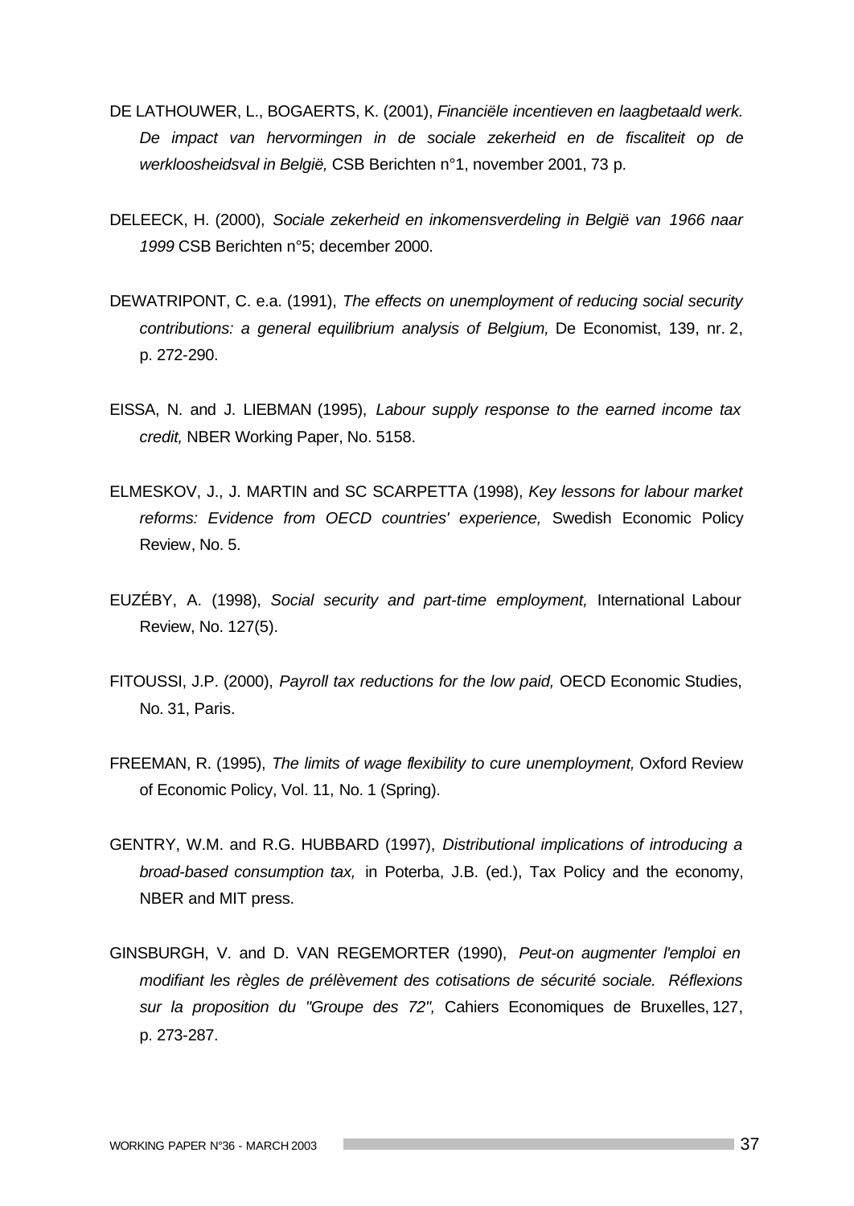DE LATHOUWER, L., BOGAERTS, K. (2001), *Financiële incentieven en laagbetaald werk. De impact van hervormingen in de sociale zekerheid en de fiscaliteit op de werkloosheidsval in België,* CSB Berichten n°1, november 2001, 73 p.

DELEECK, H. (2000), *Sociale zekerheid en inkomensverdeling in België van 1966 naar 1999* CSB Berichten n°5; december 2000.

DEWATRIPONT, C. e.a. (1991), *The effects on unemployment of reducing social security contributions: a general equilibrium analysis of Belgium,* De Economist, 139, nr. 2, p. 272-290.

EISSA, N. and J. LIEBMAN (1995), *Labour supply response to the earned income tax credit,* NBER Working Paper, No. 5158.

ELMESKOV, J., J. MARTIN and SC SCARPETTA (1998), *Key lessons for labour market reforms: Evidence from OECD countries' experience,* Swedish Economic Policy Review, No. 5.

EUZÉBY, A. (1998), *Social security and part-time employment,* International Labour Review, No. 127(5).

FITOUSSI, J.P. (2000), *Payroll tax reductions for the low paid,* OECD Economic Studies, No. 31, Paris.

FREEMAN, R. (1995), *The limits of wage flexibility to cure unemployment,* Oxford Review of Economic Policy, Vol. 11, No. 1 (Spring).

GENTRY, W.M. and R.G. HUBBARD (1997), *Distributional implications of introducing a broad-based consumption tax,* in Poterba, J.B. (ed.), Tax Policy and the economy, NBER and MIT press.

GINSBURGH, V. and D. VAN REGEMORTER (1990), *Peut-on augmenter l'emploi en modifiant les règles de prélèvement des cotisations de sécurité sociale. Réflexions sur la proposition du "Groupe des 72",* Cahiers Economiques de Bruxelles, 127, p. 273-287.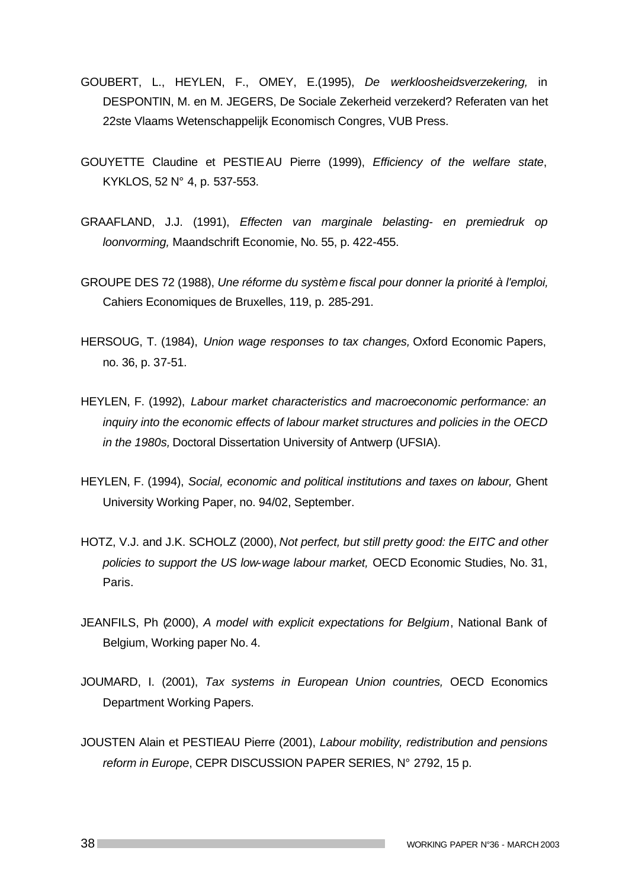GOUBERT, L., HEYLEN, F., OMEY, E.(1995), *De werkloosheidsverzekering,* in DESPONTIN, M. en M. JEGERS, De Sociale Zekerheid verzekerd? Referaten van het 22ste Vlaams Wetenschappelijk Economisch Congres, VUB Press.

GOUYETTE Claudine et PESTIEAU Pierre (1999), *Efficiency of the welfare state*, KYKLOS, 52 N° 4, p. 537-553.

GRAAFLAND, J.J. (1991), *Effecten van marginale belasting- en premiedruk op loonvorming,* Maandschrift Economie, No. 55, p. 422-455.

GROUPE DES 72 (1988), *Une réforme du système fiscal pour donner la priorité à l'emploi,* Cahiers Economiques de Bruxelles, 119, p. 285-291.

HERSOUG, T. (1984), *Union wage responses to tax changes,* Oxford Economic Papers, no. 36, p. 37-51.

HEYLEN, F. (1992), *Labour market characteristics and macroeconomic performance: an inquiry into the economic effects of labour market structures and policies in the OECD in the 1980s,* Doctoral Dissertation University of Antwerp (UFSIA).

HEYLEN, F. (1994), *Social, economic and political institutions and taxes on labour,* Ghent University Working Paper, no. 94/02, September.

HOTZ, V.J. and J.K. SCHOLZ (2000), *Not perfect, but still pretty good: the EITC and other policies to support the US low-wage labour market,* OECD Economic Studies, No. 31, Paris.

JEANFILS, Ph (2000), *A model with explicit expectations for Belgium*, National Bank of Belgium, Working paper No. 4.

JOUMARD, I. (2001), *Tax systems in European Union countries,* OECD Economics Department Working Papers.

JOUSTEN Alain et PESTIEAU Pierre (2001), *Labour mobility, redistribution and pensions reform in Europe*, CEPR DISCUSSION PAPER SERIES, N° 2792, 15 p.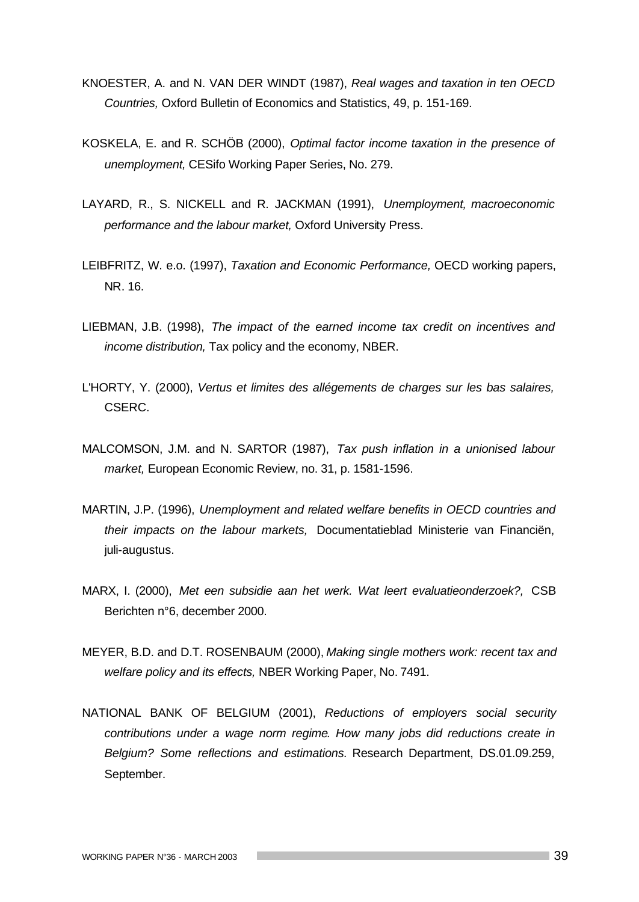KNOESTER, A. and N. VAN DER WINDT (1987), *Real wages and taxation in ten OECD Countries,* Oxford Bulletin of Economics and Statistics, 49, p. 151-169.

KOSKELA, E. and R. SCHÖB (2000), *Optimal factor income taxation in the presence of unemployment,* CESifo Working Paper Series, No. 279.

LAYARD, R., S. NICKELL and R. JACKMAN (1991), *Unemployment, macroeconomic performance and the labour market,* Oxford University Press.

LEIBFRITZ, W. e.o. (1997), *Taxation and Economic Performance,* OECD working papers, NR. 16.

LIEBMAN, J.B. (1998), *The impact of the earned income tax credit on incentives and income distribution,* Tax policy and the economy, NBER.

L'HORTY, Y. (2000), *Vertus et limites des allégements de charges sur les bas salaires,* CSERC.

MALCOMSON, J.M. and N. SARTOR (1987), *Tax push inflation in a unionised labour market,* European Economic Review, no. 31, p. 1581-1596.

MARTIN, J.P. (1996), *Unemployment and related welfare benefits in OECD countries and their impacts on the labour markets,* Documentatieblad Ministerie van Financiën, juli-augustus.

MARX, I. (2000), *Met een subsidie aan het werk. Wat leert evaluatieonderzoek?,* CSB Berichten n°6, december 2000.

MEYER, B.D. and D.T. ROSENBAUM (2000), *Making single mothers work: recent tax and welfare policy and its effects,* NBER Working Paper, No. 7491.

NATIONAL BANK OF BELGIUM (2001), *Reductions of employers social security contributions under a wage norm regime. How many jobs did reductions create in Belgium? Some reflections and estimations.* Research Department, DS.01.09.259, September.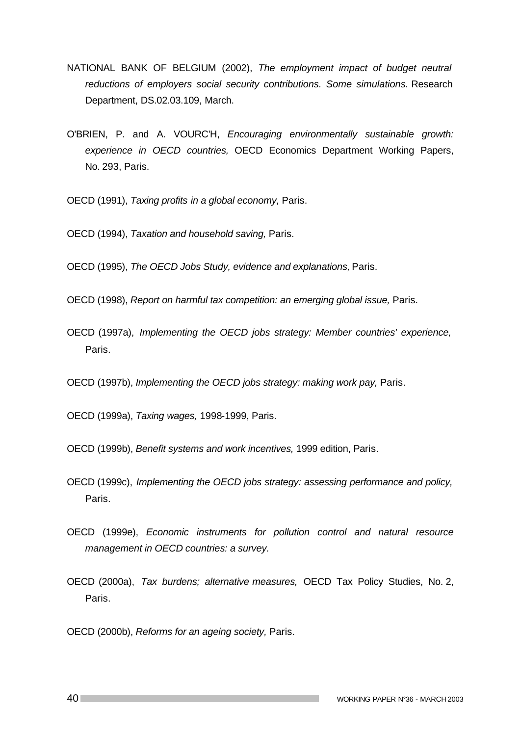NATIONAL BANK OF BELGIUM (2002), *The employment impact of budget neutral reductions of employers social security contributions. Some simulations.* Research Department, DS.02.03.109, March.

O'BRIEN, P. and A. VOURC'H, *Encouraging environmentally sustainable growth: experience in OECD countries,* OECD Economics Department Working Papers, No. 293, Paris.

OECD (1991), *Taxing profits in a global economy,* Paris.

OECD (1994), *Taxation and household saving,* Paris.

OECD (1995), *The OECD Jobs Study, evidence and explanations,* Paris.

OECD (1998), *Report on harmful tax competition: an emerging global issue,* Paris.

OECD (1997a), *Implementing the OECD jobs strategy: Member countries' experience,* Paris.

OECD (1997b), *Implementing the OECD jobs strategy: making work pay,* Paris.

OECD (1999a), *Taxing wages,* 1998-1999, Paris.

OECD (1999b), *Benefit systems and work incentives,* 1999 edition, Paris.

OECD (1999c), *Implementing the OECD jobs strategy: assessing performance and policy,* Paris.

OECD (1999e), *Economic instruments for pollution control and natural resource management in OECD countries: a survey.*

OECD (2000a), *Tax burdens; alternative measures,* OECD Tax Policy Studies, No. 2, Paris.

OECD (2000b), *Reforms for an ageing society,* Paris.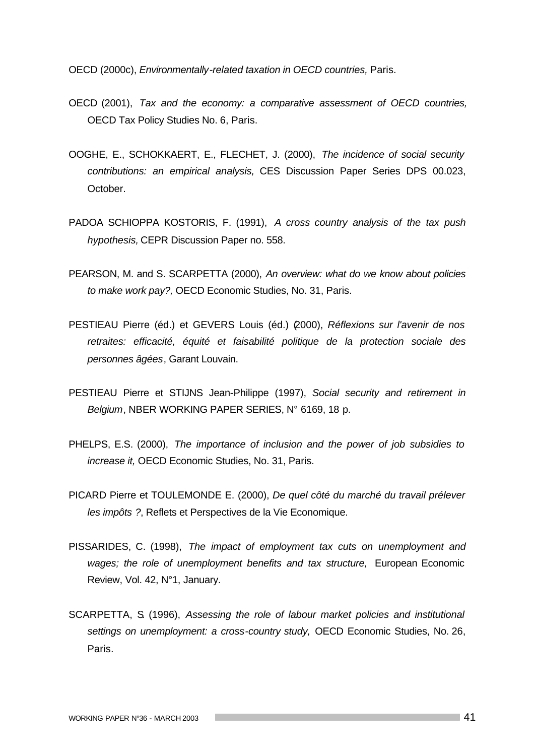OECD (2000c), *Environmentally-related taxation in OECD countries,* Paris.

OECD (2001), *Tax and the economy: a comparative assessment of OECD countries,* OECD Tax Policy Studies No. 6, Paris.

OOGHE, E., SCHOKKAERT, E., FLECHET, J. (2000), *The incidence of social security contributions: an empirical analysis,* CES Discussion Paper Series DPS 00.023, October.

PADOA SCHIOPPA KOSTORIS, F. (1991), *A cross country analysis of the tax push hypothesis,* CEPR Discussion Paper no. 558.

PEARSON, M. and S. SCARPETTA (2000), *An overview: what do we know about policies to make work pay?,* OECD Economic Studies, No. 31, Paris.

PESTIEAU Pierre (éd.) et GEVERS Louis (éd.) (2000), *Réflexions sur l'avenir de nos retraites: efficacité, équité et faisabilité politique de la protection sociale des personnes âgées*, Garant Louvain.

PESTIEAU Pierre et STIJNS Jean-Philippe (1997), *Social security and retirement in Belgium*, NBER WORKING PAPER SERIES, N° 6169, 18 p.

PHELPS, E.S. (2000), *The importance of inclusion and the power of job subsidies to increase it,* OECD Economic Studies, No. 31, Paris.

PICARD Pierre et TOULEMONDE E. (2000), *De quel côté du marché du travail prélever les impôts ?*, Reflets et Perspectives de la Vie Economique.

PISSARIDES, C. (1998), *The impact of employment tax cuts on unemployment and wages; the role of unemployment benefits and tax structure,* European Economic Review, Vol. 42, N°1, January.

SCARPETTA, S. (1996), *Assessing the role of labour market policies and institutional settings on unemployment: a cross-country study,* OECD Economic Studies, No. 26, Paris.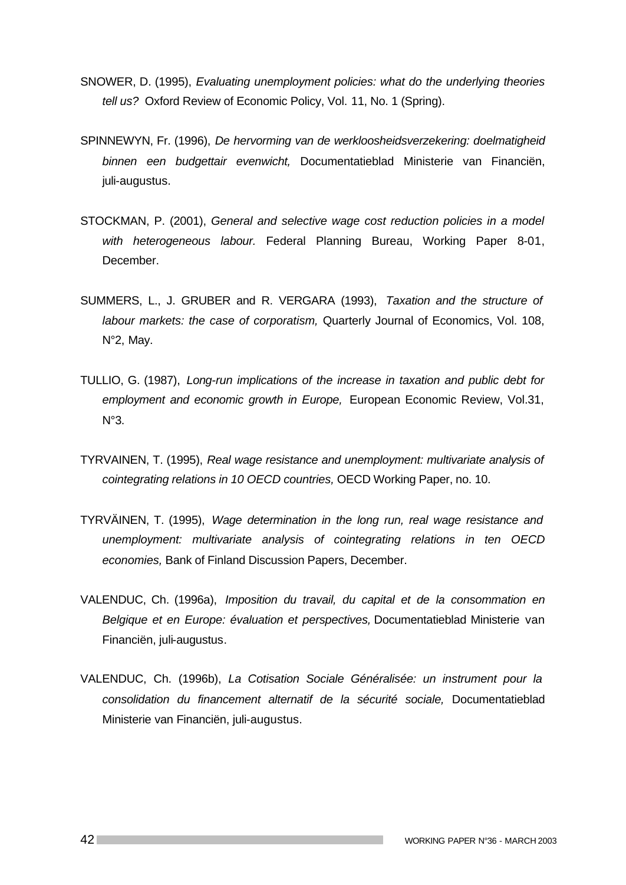SNOWER, D. (1995), *Evaluating unemployment policies: what do the underlying theories tell us?* Oxford Review of Economic Policy, Vol. 11, No. 1 (Spring).

SPINNEWYN, Fr. (1996), *De hervorming van de werkloosheidsverzekering: doelmatigheid binnen een budgettair evenwicht,* Documentatieblad Ministerie van Financiën, juli-augustus.

STOCKMAN, P. (2001), *General and selective wage cost reduction policies in a model with heterogeneous labour.* Federal Planning Bureau, Working Paper 8-01, December.

SUMMERS, L., J. GRUBER and R. VERGARA (1993), *Taxation and the structure of labour markets: the case of corporatism,* Quarterly Journal of Economics, Vol. 108, N°2, May.

TULLIO, G. (1987), *Long-run implications of the increase in taxation and public debt for employment and economic growth in Europe,* European Economic Review, Vol.31, N°3.

TYRVAINEN, T. (1995), *Real wage resistance and unemployment: multivariate analysis of cointegrating relations in 10 OECD countries,* OECD Working Paper, no. 10.

TYRVÄINEN, T. (1995), *Wage determination in the long run, real wage resistance and unemployment: multivariate analysis of cointegrating relations in ten OECD economies,* Bank of Finland Discussion Papers, December.

VALENDUC, Ch. (1996a), *Imposition du travail, du capital et de la consommation en Belgique et en Europe: évaluation et perspectives,* Documentatieblad Ministerie van Financiën, juli-augustus.

VALENDUC, Ch. (1996b), *La Cotisation Sociale Généralisée: un instrument pour la consolidation du financement alternatif de la sécurité sociale,* Documentatieblad Ministerie van Financiën, juli-augustus.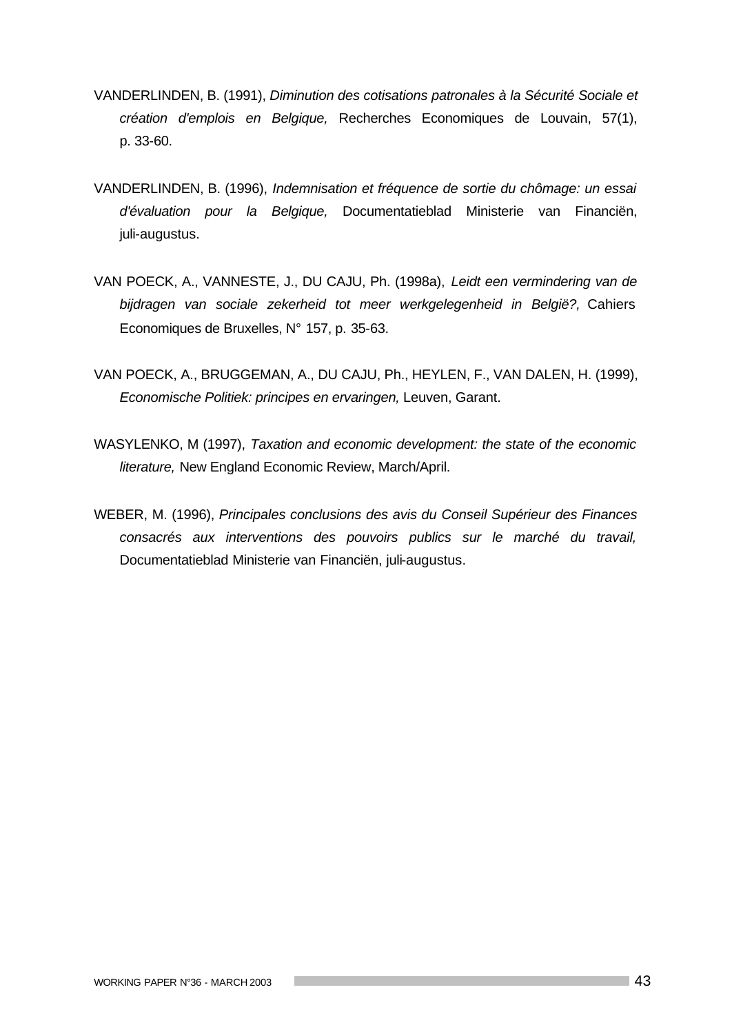VANDERLINDEN, B. (1991), *Diminution des cotisations patronales à la Sécurité Sociale et création d'emplois en Belgique,* Recherches Economiques de Louvain, 57(1), p. 33-60.

VANDERLINDEN, B. (1996), *Indemnisation et fréquence de sortie du chômage: un essai d'évaluation pour la Belgique,* Documentatieblad Ministerie van Financiën, juli-augustus.

VAN POECK, A., VANNESTE, J., DU CAJU, Ph. (1998a), *Leidt een vermindering van de bijdragen van sociale zekerheid tot meer werkgelegenheid in België?,* Cahiers Economiques de Bruxelles, N° 157, p. 35-63.

VAN POECK, A., BRUGGEMAN, A., DU CAJU, Ph., HEYLEN, F., VAN DALEN, H. (1999), *Economische Politiek: principes en ervaringen,* Leuven, Garant.

WASYLENKO, M (1997), *Taxation and economic development: the state of the economic literature,* New England Economic Review, March/April.

WEBER, M. (1996), *Principales conclusions des avis du Conseil Supérieur des Finances consacrés aux interventions des pouvoirs publics sur le marché du travail,* Documentatieblad Ministerie van Financiën, juli-augustus.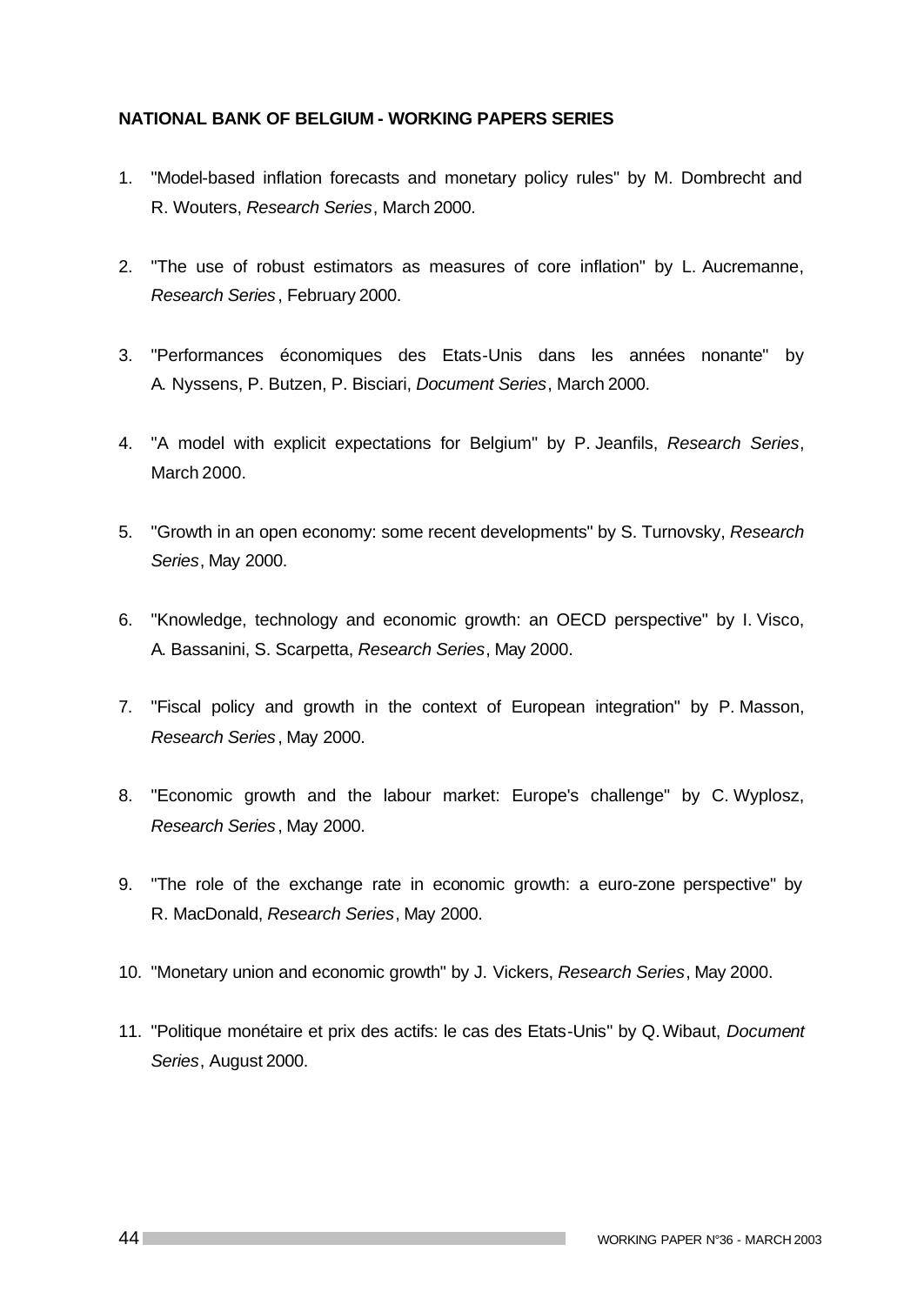**NATIONAL BANK OF BELGIUM - WORKING PAPERS SERIES**

1. "Model-based inflation forecasts and monetary policy rules" by M. Dombrecht and R. Wouters, *Research Series*, March 2000.

2. "The use of robust estimators as measures of core inflation" by L. Aucremanne, *Research Series*, February 2000.

3. "Performances économiques des Etats-Unis dans les années nonante" by A. Nyssens, P. Butzen, P. Bisciari, *Document Series*, March 2000.

4. "A model with explicit expectations for Belgium" by P. Jeanfils, *Research Series*, March 2000.

5. "Growth in an open economy: some recent developments" by S. Turnovsky, *Research Series*, May 2000.

6. "Knowledge, technology and economic growth: an OECD perspective" by I. Visco, A. Bassanini, S. Scarpetta, *Research Series*, May 2000.

7. "Fiscal policy and growth in the context of European integration" by P. Masson, *Research Series*, May 2000.

8. "Economic growth and the labour market: Europe's challenge" by C. Wyplosz, *Research Series*, May 2000.

9. "The role of the exchange rate in economic growth: a euro-zone perspective" by R. MacDonald, *Research Series*, May 2000.

10. "Monetary union and economic growth" by J. Vickers, *Research Series*, May 2000.

11. "Politique monétaire et prix des actifs: le cas des Etats-Unis" by Q. Wibaut, *Document Series*, August 2000.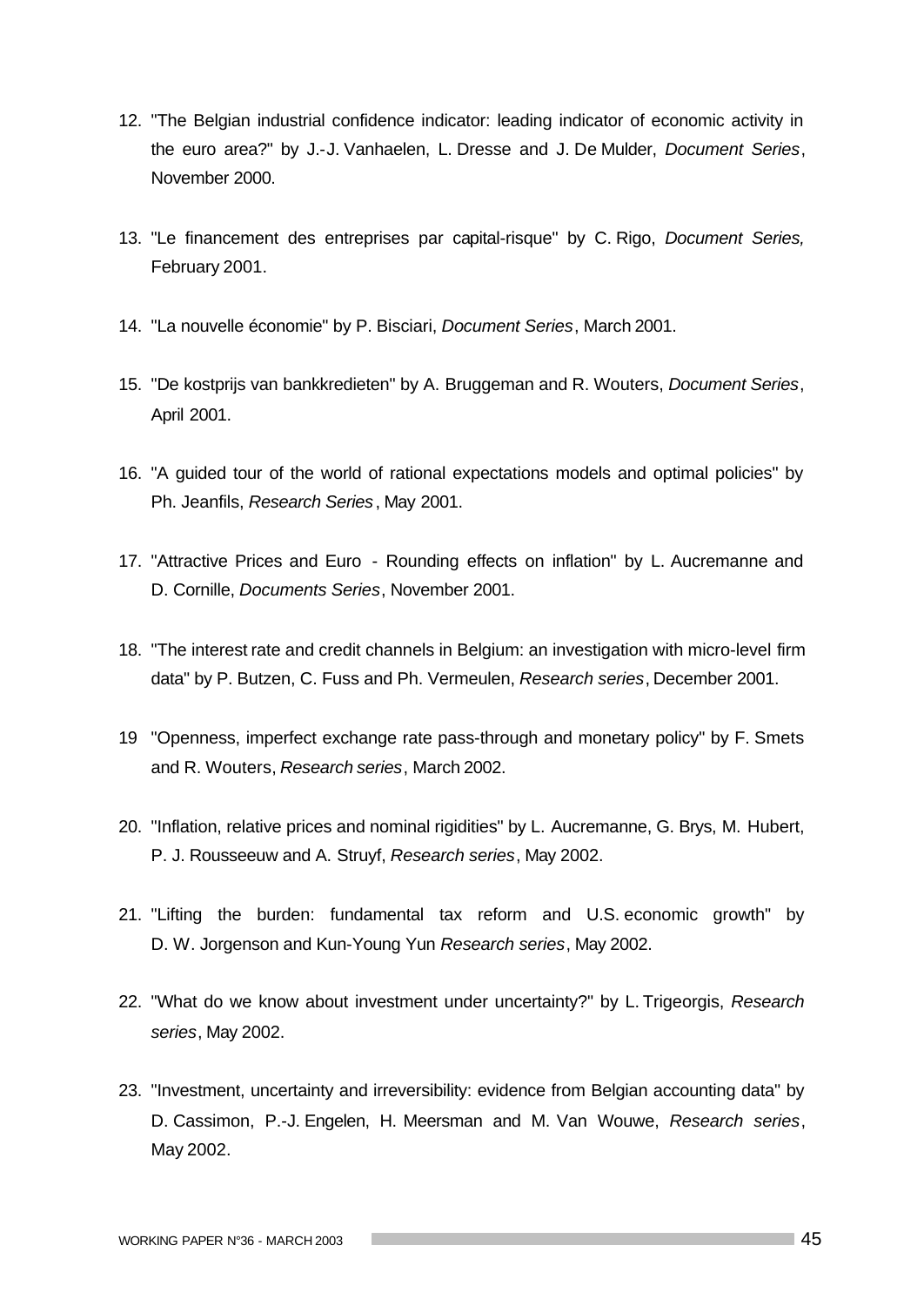12. "The Belgian industrial confidence indicator: leading indicator of economic activity in the euro area?" by J.-J. Vanhaelen, L. Dresse and J. De Mulder, *Document Series*, November 2000.

13. "Le financement des entreprises par capital-risque" by C. Rigo, *Document Series,* February 2001.

14. "La nouvelle économie" by P. Bisciari, *Document Series*, March 2001.

15. "De kostprijs van bankkredieten" by A. Bruggeman and R. Wouters, *Document Series*, April 2001.

16. "A guided tour of the world of rational expectations models and optimal policies" by Ph. Jeanfils, *Research Series*, May 2001.

17. "Attractive Prices and Euro - Rounding effects on inflation" by L. Aucremanne and D. Cornille, *Documents Series*, November 2001.

18. "The interest rate and credit channels in Belgium: an investigation with micro-level firm data" by P. Butzen, C. Fuss and Ph. Vermeulen, *Research series*, December 2001.

19 "Openness, imperfect exchange rate pass-through and monetary policy" by F. Smets and R. Wouters, *Research series*, March 2002.

20. "Inflation, relative prices and nominal rigidities" by L. Aucremanne, G. Brys, M. Hubert, P. J. Rousseeuw and A. Struyf, *Research series*, May 2002.

21. "Lifting the burden: fundamental tax reform and U.S. economic growth" by D. W. Jorgenson and Kun-Young Yun *Research series*, May 2002.

22. "What do we know about investment under uncertainty?" by L. Trigeorgis, *Research series*, May 2002.

23. "Investment, uncertainty and irreversibility: evidence from Belgian accounting data" by D. Cassimon, P.-J. Engelen, H. Meersman and M. Van Wouwe, *Research series*, May 2002.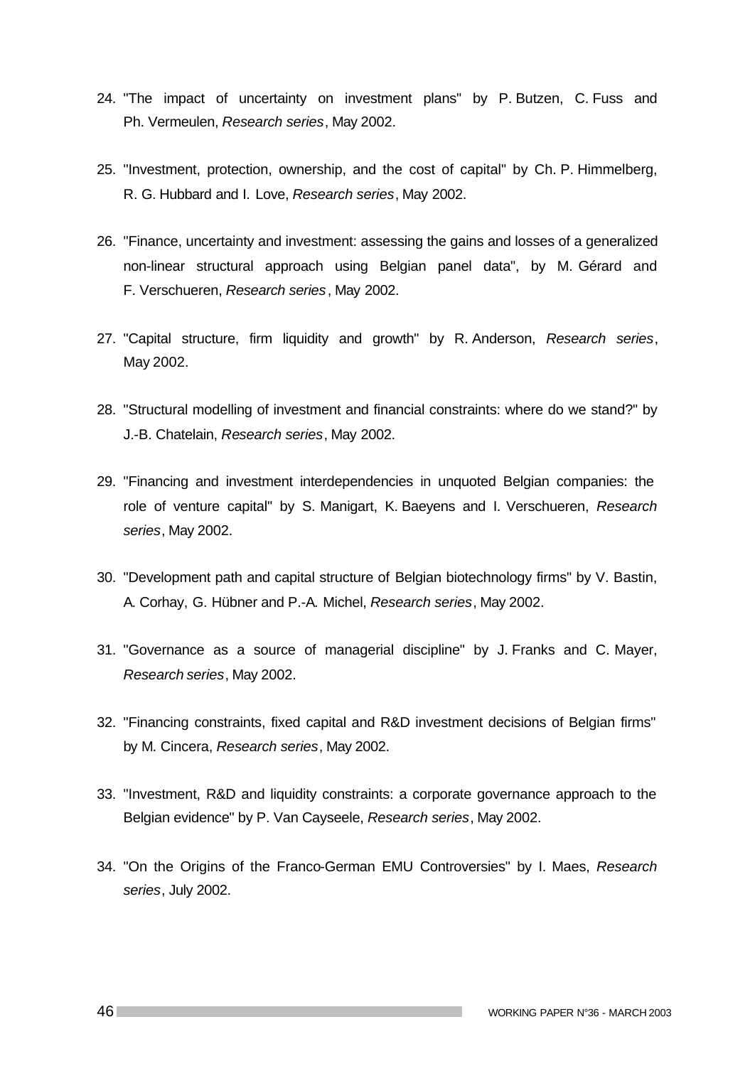24. "The impact of uncertainty on investment plans" by P. Butzen, C. Fuss and Ph. Vermeulen, *Research series*, May 2002.

25. "Investment, protection, ownership, and the cost of capital" by Ch. P. Himmelberg, R. G. Hubbard and I. Love, *Research series*, May 2002.

26. "Finance, uncertainty and investment: assessing the gains and losses of a generalized non-linear structural approach using Belgian panel data", by M. Gérard and F. Verschueren, *Research series*, May 2002.

27. "Capital structure, firm liquidity and growth" by R. Anderson, *Research series*, May 2002.

28. "Structural modelling of investment and financial constraints: where do we stand?" by J.-B. Chatelain, *Research series*, May 2002.

29. "Financing and investment interdependencies in unquoted Belgian companies: the role of venture capital" by S. Manigart, K. Baeyens and I. Verschueren, *Research series*, May 2002.

30. "Development path and capital structure of Belgian biotechnology firms" by V. Bastin, A. Corhay, G. Hübner and P.-A. Michel, *Research series*, May 2002.

31. "Governance as a source of managerial discipline" by J. Franks and C. Mayer, *Research series*, May 2002.

32. "Financing constraints, fixed capital and R&D investment decisions of Belgian firms" by M. Cincera, *Research series*, May 2002.

33. "Investment, R&D and liquidity constraints: a corporate governance approach to the Belgian evidence" by P. Van Cayseele, *Research series*, May 2002.

34. "On the Origins of the Franco-German EMU Controversies" by I. Maes, *Research series*, July 2002.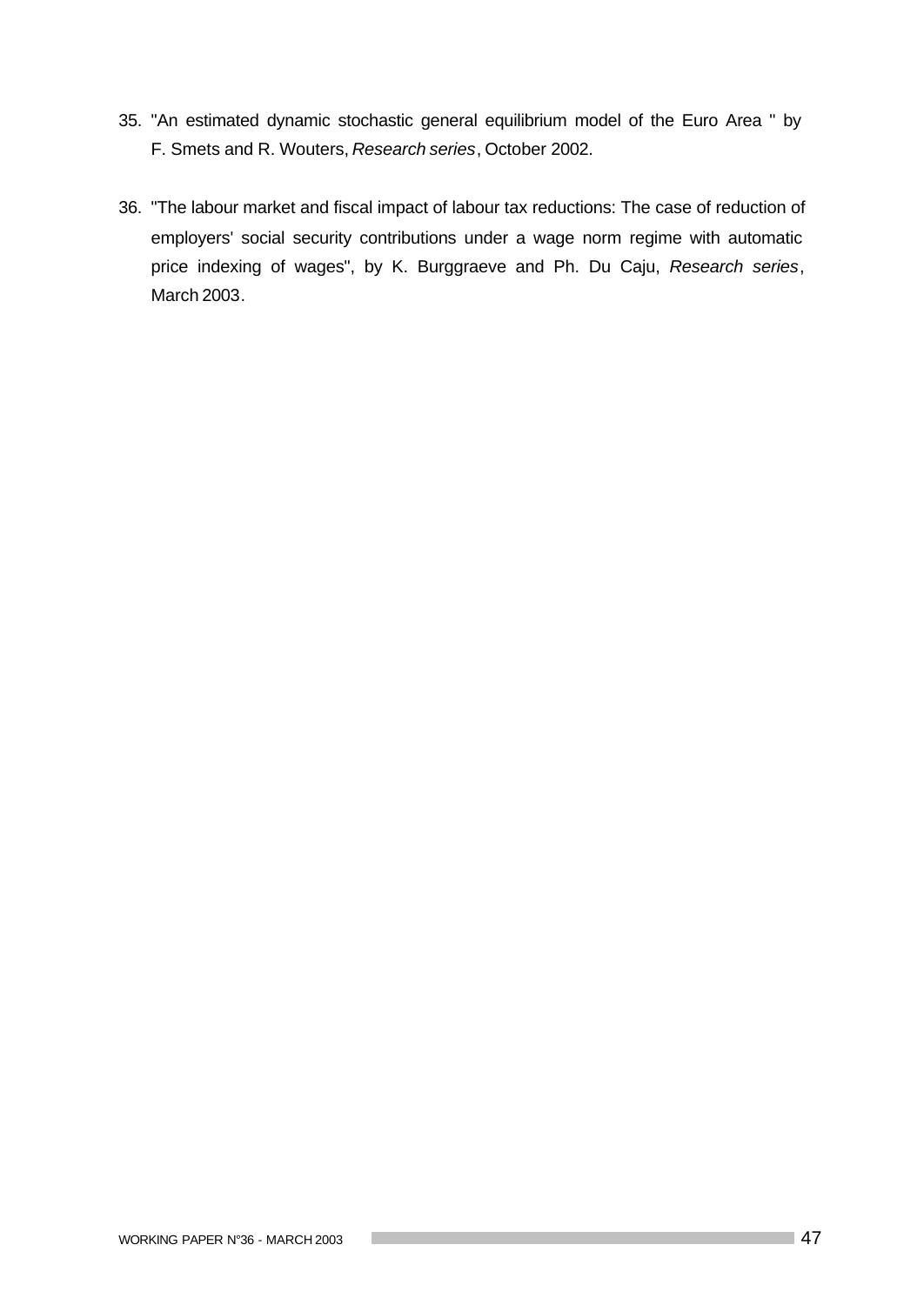35. "An estimated dynamic stochastic general equilibrium model of the Euro Area " by F. Smets and R. Wouters, *Research series*, October 2002.

36. "The labour market and fiscal impact of labour tax reductions: The case of reduction of employers' social security contributions under a wage norm regime with automatic price indexing of wages", by K. Burggraeve and Ph. Du Caju, *Research series*, March 2003.